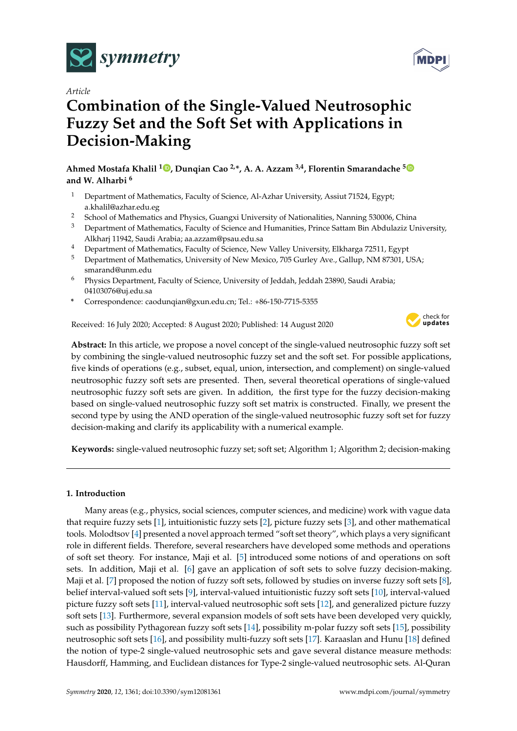*Article*

# Combination of the Single-Valued Neutrosophic Fuzzy Set and the Soft Set with Applications in Decision-Making

**Ahmed Mostafa Khalil [1], Dunqian Cao [2,*], A. A. Azzam [3,4], Florentin Smarandache [5] and W. Alharbi [6]**

[1] Department of Mathematics, Faculty of Science, Al-Azhar University, Assiut 71524, Egypt; a.khalil@azhar.edu.eg
[2] School of Mathematics and Physics, Guangxi University of Nationalities, Nanning 530006, China
[3] Department of Mathematics, Faculty of Science and Humanities, Prince Sattam Bin Abdulaziz University, Alkharj 11942, Saudi Arabia; aa.azzam@psau.edu.sa
[4] Department of Mathematics, Faculty of Science, New Valley University, Elkharga 72511, Egypt
[5] Department of Mathematics, University of New Mexico, 705 Gurley Ave., Gallup, NM 87301, USA; smarand@unm.edu
[6] Physics Department, Faculty of Science, University of Jeddah, Jeddah 23890, Saudi Arabia; 04103076@uj.edu.sa
* Correspondence: caodunqian@gxun.edu.cn; Tel.: +86-150-7715-5355

Received: 16 July 2020; Accepted: 8 August 2020; Published: 14 August 2020

**Abstract:** In this article, we propose a novel concept of the single-valued neutrosophic fuzzy soft set by combining the single-valued neutrosophic fuzzy set and the soft set. For possible applications, five kinds of operations (e.g., subset, equal, union, intersection, and complement) on single-valued neutrosophic fuzzy soft sets are presented. Then, several theoretical operations of single-valued neutrosophic fuzzy soft sets are given. In addition, the first type for the fuzzy decision-making based on single-valued neutrosophic fuzzy soft set matrix is constructed. Finally, we present the second type by using the AND operation of the single-valued neutrosophic fuzzy soft set for fuzzy decision-making and clarify its applicability with a numerical example.

**Keywords:** single-valued neutrosophic fuzzy set; soft set; Algorithm 1; Algorithm 2; decision-making

## 1. Introduction

Many areas (e.g., physics, social sciences, computer sciences, and medicine) work with vague data that require fuzzy sets [1], intuitionistic fuzzy sets [2], picture fuzzy sets [3], and other mathematical tools. Molodtsov [4] presented a novel approach termed "soft set theory", which plays a very significant role in different fields. Therefore, several researchers have developed some methods and operations of soft set theory. For instance, Maji et al. [5] introduced some notions of and operations on soft sets. In addition, Maji et al. [6] gave an application of soft sets to solve fuzzy decision-making. Maji et al. [7] proposed the notion of fuzzy soft sets, followed by studies on inverse fuzzy soft sets [8], belief interval-valued soft sets [9], interval-valued intuitionistic fuzzy soft sets [10], interval-valued picture fuzzy soft sets [11], interval-valued neutrosophic soft sets [12], and generalized picture fuzzy soft sets [13]. Furthermore, several expansion models of soft sets have been developed very quickly, such as possibility Pythagorean fuzzy soft sets [14], possibility m-polar fuzzy soft sets [15], possibility neutrosophic soft sets [16], and possibility multi-fuzzy soft sets [17]. Karaaslan and Hunu [18] defined the notion of type-2 single-valued neutrosophic sets and gave several distance measure methods: Hausdorff, Hamming, and Euclidean distances for Type-2 single-valued neutrosophic sets. Al-Quran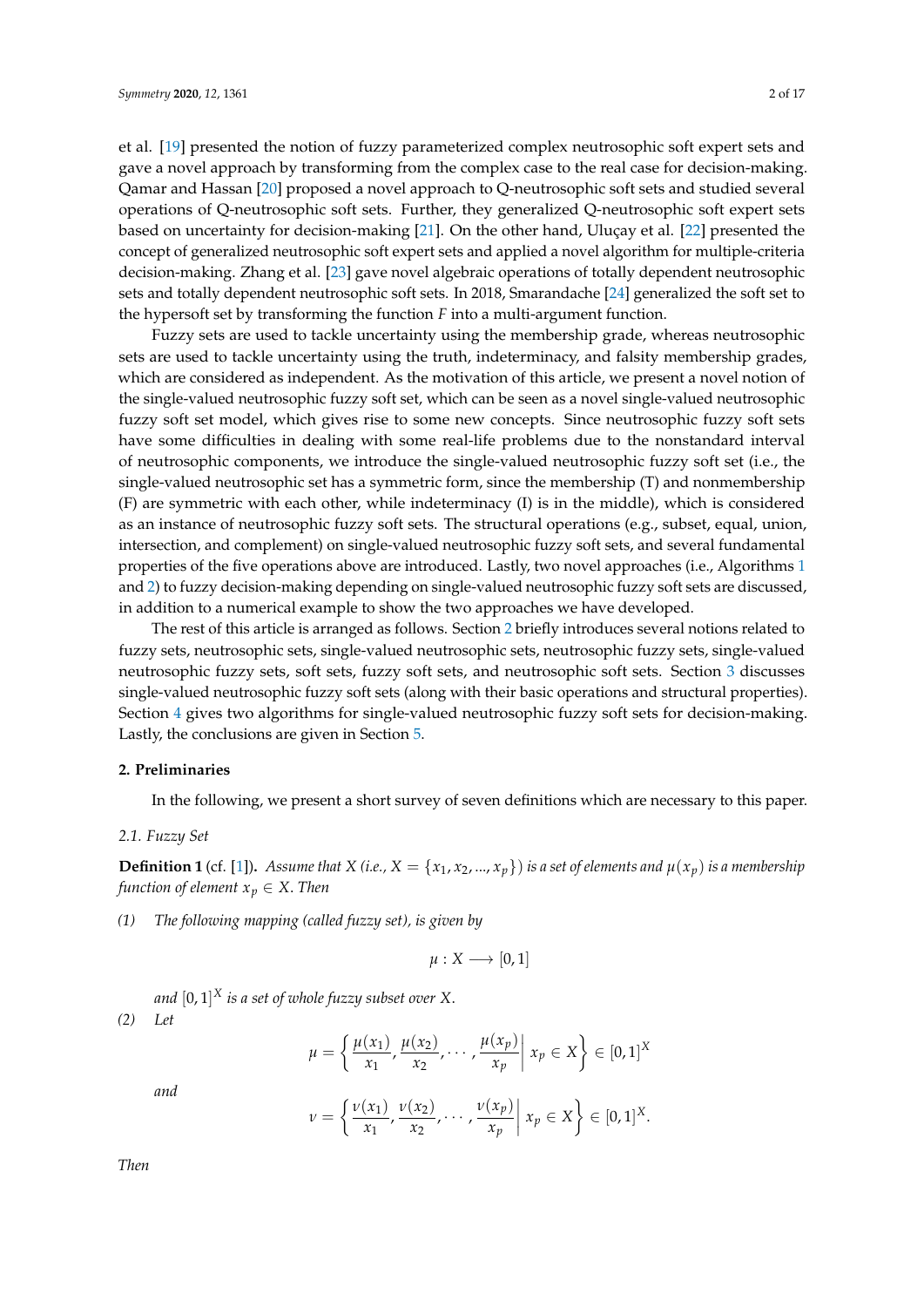et al. [19] presented the notion of fuzzy parameterized complex neutrosophic soft expert sets and gave a novel approach by transforming from the complex case to the real case for decision-making. Qamar and Hassan [20] proposed a novel approach to Q-neutrosophic soft sets and studied several operations of Q-neutrosophic soft sets. Further, they generalized Q-neutrosophic soft expert sets based on uncertainty for decision-making [21]. On the other hand, Uluçay et al. [22] presented the concept of generalized neutrosophic soft expert sets and applied a novel algorithm for multiple-criteria decision-making. Zhang et al. [23] gave novel algebraic operations of totally dependent neutrosophic sets and totally dependent neutrosophic soft sets. In 2018, Smarandache [24] generalized the soft set to the hypersoft set by transforming the function $F$ into a multi-argument function.

Fuzzy sets are used to tackle uncertainty using the membership grade, whereas neutrosophic sets are used to tackle uncertainty using the truth, indeterminacy, and falsity membership grades, which are considered as independent. As the motivation of this article, we present a novel notion of the single-valued neutrosophic fuzzy soft set, which can be seen as a novel single-valued neutrosophic fuzzy soft set model, which gives rise to some new concepts. Since neutrosophic fuzzy soft sets have some difficulties in dealing with some real-life problems due to the nonstandard interval of neutrosophic components, we introduce the single-valued neutrosophic fuzzy soft set (i.e., the single-valued neutrosophic set has a symmetric form, since the membership (T) and nonmembership (F) are symmetric with each other, while indeterminacy (I) is in the middle), which is considered as an instance of neutrosophic fuzzy soft sets. The structural operations (e.g., subset, equal, union, intersection, and complement) on single-valued neutrosophic fuzzy soft sets, and several fundamental properties of the five operations above are introduced. Lastly, two novel approaches (i.e., Algorithms 1 and 2) to fuzzy decision-making depending on single-valued neutrosophic fuzzy soft sets are discussed, in addition to a numerical example to show the two approaches we have developed.

The rest of this article is arranged as follows. Section 2 briefly introduces several notions related to fuzzy sets, neutrosophic sets, single-valued neutrosophic sets, neutrosophic fuzzy sets, single-valued neutrosophic fuzzy sets, soft sets, fuzzy soft sets, and neutrosophic soft sets. Section 3 discusses single-valued neutrosophic fuzzy soft sets (along with their basic operations and structural properties). Section 4 gives two algorithms for single-valued neutrosophic fuzzy soft sets for decision-making. Lastly, the conclusions are given in Section 5.

## 2. Preliminaries

In the following, we present a short survey of seven definitions which are necessary to this paper.

### 2.1. Fuzzy Set

**Definition 1** (cf. [1]). *Assume that $X$ (i.e., $X = \{x_1, x_2, ..., x_p\}$) is a set of elements and $\mu(x_p)$ is a membership function of element $x_p \in X$. Then*

*(1) The following mapping (called fuzzy set), is given by*

$$\mu : X \longrightarrow [0, 1]$$

*and $[0, 1]^X$ is a set of whole fuzzy subset over $X$.*

*(2) Let*

$$\mu = \left\{ \frac{\mu(x_1)}{x_1}, \frac{\mu(x_2)}{x_2}, \cdots, \frac{\mu(x_p)}{x_p} \middle| \, x_p \in X \right\} \in [0, 1]^X$$

*and*

$$\nu = \left\{ \frac{\nu(x_1)}{x_1}, \frac{\nu(x_2)}{x_2}, \cdots, \frac{\nu(x_p)}{x_p} \middle| \, x_p \in X \right\} \in [0, 1]^X.$$

*Then*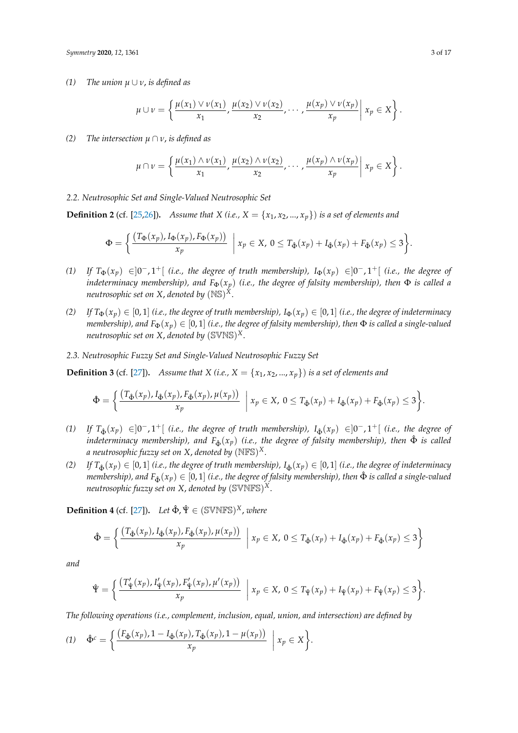(1) *The union $\mu \cup \nu$, is defined as*

$$\mu \cup \nu = \left\{ \frac{\mu(x_1) \vee \nu(x_1)}{x_1}, \frac{\mu(x_2) \vee \nu(x_2)}{x_2}, \cdots, \frac{\mu(x_p) \vee \nu(x_p)}{x_p} \middle| \, x_p \in X \right\}.$$

(2) *The intersection $\mu \cap \nu$, is defined as*

$$\mu \cap \nu = \left\{ \frac{\mu(x_1) \wedge \nu(x_1)}{x_1}, \frac{\mu(x_2) \wedge \nu(x_2)}{x_2}, \cdots, \frac{\mu(x_p) \wedge \nu(x_p)}{x_p} \middle| \, x_p \in X \right\}.$$

### 2.2. Neutrosophic Set and Single-Valued Neutrosophic Set

**Definition 2** (cf. [25,26]). *Assume that $X$ (i.e., $X = \{x_1, x_2, ..., x_p\}$) is a set of elements and*

$$\Phi = \left\{ \frac{(T_\Phi(x_p), I_\Phi(x_p), F_\Phi(x_p))}{x_p} \;\middle|\; x_p \in X,\ 0 \leq T_{\hat{\Phi}}(x_p) + I_{\hat{\Phi}}(x_p) + F_{\hat{\Phi}}(x_p) \leq 3 \right\}.$$

(1) *If $T_\Phi(x_p) \in ]0^-, 1^+[$ (i.e., the degree of truth membership), $I_\Phi(x_p) \in ]0^-, 1^+[$ (i.e., the degree of indeterminacy membership), and $F_\Phi(x_p)$ (i.e., the degree of falsity membership), then $\Phi$ is called a neutrosophic set on $X$, denoted by $(\mathbb{NS})^X$.*

(2) *If $T_\Phi(x_p) \in [0, 1]$ (i.e., the degree of truth membership), $I_\Phi(x_p) \in [0, 1]$ (i.e., the degree of indeterminacy membership), and $F_\Phi(x_p) \in [0, 1]$ (i.e., the degree of falsity membership), then $\Phi$ is called a single-valued neutrosophic set on $X$, denoted by $(\mathbb{SVNS})^X$.*

### 2.3. Neutrosophic Fuzzy Set and Single-Valued Neutrosophic Fuzzy Set

**Definition 3** (cf. [27]). *Assume that $X$ (i.e., $X = \{x_1, x_2, ..., x_p\}$) is a set of elements and*

$$\hat{\Phi} = \left\{ \frac{(T_{\hat{\Phi}}(x_p), I_{\hat{\Phi}}(x_p), F_{\hat{\Phi}}(x_p), \mu(x_p))}{x_p} \;\middle|\; x_p \in X,\ 0 \leq T_{\hat{\Phi}}(x_p) + I_{\hat{\Phi}}(x_p) + F_{\hat{\Phi}}(x_p) \leq 3 \right\}.$$

(1) *If $T_{\hat{\Phi}}(x_p) \in ]0^-, 1^+[$ (i.e., the degree of truth membership), $I_{\hat{\Phi}}(x_p) \in ]0^-, 1^+[$ (i.e., the degree of indeterminacy membership), and $F_{\hat{\Phi}}(x_p)$ (i.e., the degree of falsity membership), then $\hat{\Phi}$ is called a neutrosophic fuzzy set on $X$, denoted by $(\mathbb{NFS})^X$.*

(2) *If $T_{\hat{\Phi}}(x_p) \in [0, 1]$ (i.e., the degree of truth membership), $I_{\hat{\Phi}}(x_p) \in [0, 1]$ (i.e., the degree of indeterminacy membership), and $F_{\hat{\Phi}}(x_p) \in [0, 1]$ (i.e., the degree of falsity membership), then $\hat{\Phi}$ is called a single-valued neutrosophic fuzzy set on $X$, denoted by $(\mathbb{SVNFS})^X$.*

**Definition 4** (cf. [27]). *Let $\hat{\Phi}, \hat{\Psi} \in (\mathbb{SVNFS})^X$, where*

$$\hat{\Phi} = \left\{ \frac{(T_{\hat{\Phi}}(x_p), I_{\hat{\Phi}}(x_p), F_{\hat{\Phi}}(x_p), \mu(x_p))}{x_p} \;\middle|\; x_p \in X,\ 0 \leq T_{\hat{\Phi}}(x_p) + I_{\hat{\Phi}}(x_p) + F_{\hat{\Phi}}(x_p) \leq 3 \right\}$$

*and*

$$\hat{\Psi} = \left\{ \frac{(T'_{\hat{\Psi}}(x_p), I'_{\hat{\Psi}}(x_p), F'_{\hat{\Psi}}(x_p), \mu'(x_p))}{x_p} \;\middle|\; x_p \in X,\ 0 \leq T_{\hat{\Psi}}(x_p) + I_{\hat{\Psi}}(x_p) + F_{\hat{\Psi}}(x_p) \leq 3 \right\}.$$

*The following operations (i.e., complement, inclusion, equal, union, and intersection) are defined by*

(1) $$\hat{\Phi}^c = \left\{ \frac{(F_{\hat{\Phi}}(x_p), 1 - I_{\hat{\Phi}}(x_p), T_{\hat{\Phi}}(x_p), 1 - \mu(x_p))}{x_p} \;\middle|\; x_p \in X \right\}.$$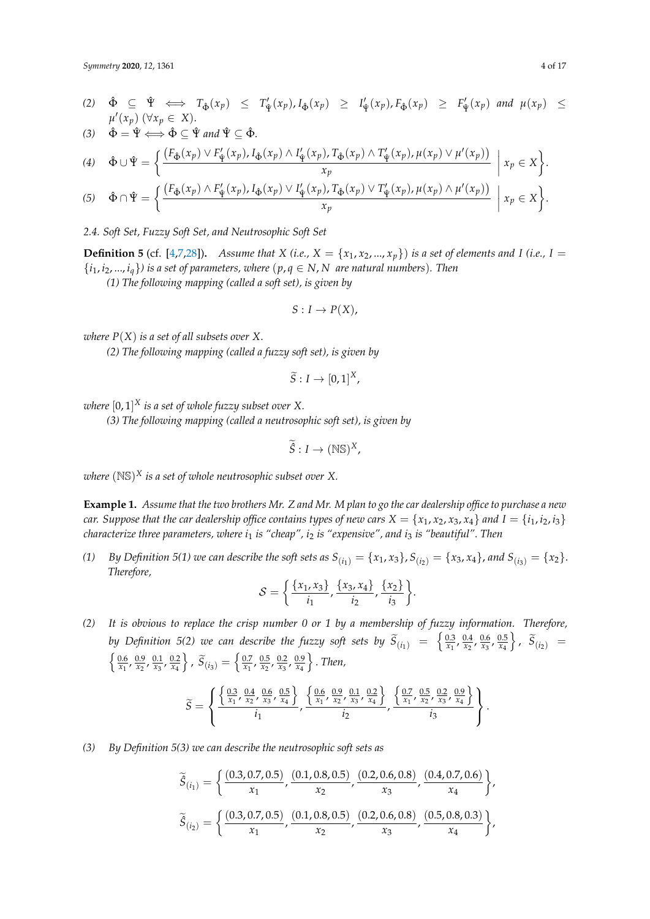(2) $\hat{\Phi} \subseteq \hat{\Psi} \iff T_{\hat{\Phi}}(x_p) \leq T'_{\hat{\Psi}}(x_p), I_{\hat{\Phi}}(x_p) \geq I'_{\hat{\Psi}}(x_p), F_{\hat{\Phi}}(x_p) \geq F'_{\hat{\Psi}}(x_p)$ *and* $\mu(x_p) \leq \mu'(x_p)$ $(\forall x_p \in X)$.

(3) $\hat{\Phi} = \hat{\Psi} \iff \hat{\Phi} \subseteq \hat{\Psi}$ *and* $\hat{\Psi} \subseteq \hat{\Phi}$.

(4) $$\hat{\Phi} \cup \hat{\Psi} = \left\{ \frac{\left(F_{\hat{\Phi}}(x_p) \vee F'_{\hat{\Psi}}(x_p), I_{\hat{\Phi}}(x_p) \wedge I'_{\hat{\Psi}}(x_p), T_{\hat{\Phi}}(x_p) \wedge T'_{\hat{\Psi}}(x_p), \mu(x_p) \vee \mu'(x_p)\right)}{x_p} \;\middle|\; x_p \in X \right\}.$$

(5) $$\hat{\Phi} \cap \hat{\Psi} = \left\{ \frac{\left(F_{\hat{\Phi}}(x_p) \wedge F'_{\hat{\Psi}}(x_p), I_{\hat{\Phi}}(x_p) \vee I'_{\hat{\Psi}}(x_p), T_{\hat{\Phi}}(x_p) \vee T'_{\hat{\Psi}}(x_p), \mu(x_p) \wedge \mu'(x_p)\right)}{x_p} \;\middle|\; x_p \in X \right\}.$$

### *2.4. Soft Set, Fuzzy Soft Set, and Neutrosophic Soft Set*

**Definition 5** (cf. [4,7,28]). *Assume that $X$ (i.e., $X = \{x_1, x_2, ..., x_p\}$) is a set of elements and $I$ (i.e., $I = \{i_1, i_2, ..., i_q\}$) is a set of parameters, where ($p, q \in N$, $N$ are natural numbers). Then*

*(1) The following mapping (called a soft set), is given by*

$$S : I \to P(X),$$

*where $P(X)$ is a set of all subsets over $X$.*

*(2) The following mapping (called a fuzzy soft set), is given by*

$$\widetilde{S} : I \to [0,1]^X,$$

*where $[0,1]^X$ is a set of whole fuzzy subset over $X$.*

*(3) The following mapping (called a neutrosophic soft set), is given by*

$$\widetilde{\hat{S}} : I \to (\mathbb{NS})^X,$$

*where $(\mathbb{NS})^X$ is a set of whole neutrosophic subset over $X$.*

**Example 1.** *Assume that the two brothers Mr. Z and Mr. M plan to go the car dealership office to purchase a new car. Suppose that the car dealership office contains types of new cars $X = \{x_1, x_2, x_3, x_4\}$ and $I = \{i_1, i_2, i_3\}$ characterize three parameters, where $i_1$ is "cheap", $i_2$ is "expensive", and $i_3$ is "beautiful". Then*

*(1) By Definition 5(1) we can describe the soft sets as $S_{(i_1)} = \{x_1, x_3\}$, $S_{(i_2)} = \{x_3, x_4\}$, and $S_{(i_3)} = \{x_2\}$. Therefore,*

$$\mathcal{S} = \left\{ \frac{\{x_1, x_3\}}{i_1}, \frac{\{x_3, x_4\}}{i_2}, \frac{\{x_2\}}{i_3} \right\}.$$

*(2) It is obvious to replace the crisp number 0 or 1 by a membership of fuzzy information. Therefore, by Definition 5(2) we can describe the fuzzy soft sets by $\widetilde{S}_{(i_1)} = \left\{\frac{0.3}{x_1}, \frac{0.4}{x_2}, \frac{0.6}{x_3}, \frac{0.5}{x_4}\right\}$, $\widetilde{S}_{(i_2)} = \left\{\frac{0.6}{x_1}, \frac{0.9}{x_2}, \frac{0.1}{x_3}, \frac{0.2}{x_4}\right\}$, $\widetilde{S}_{(i_3)} = \left\{\frac{0.7}{x_1}, \frac{0.5}{x_2}, \frac{0.2}{x_3}, \frac{0.9}{x_4}\right\}$. Then,*

$$\widetilde{S} = \left\{ \frac{\left\{\frac{0.3}{x_1}, \frac{0.4}{x_2}, \frac{0.6}{x_3}, \frac{0.5}{x_4}\right\}}{i_1}, \frac{\left\{\frac{0.6}{x_1}, \frac{0.9}{x_2}, \frac{0.1}{x_3}, \frac{0.2}{x_4}\right\}}{i_2}, \frac{\left\{\frac{0.7}{x_1}, \frac{0.5}{x_2}, \frac{0.2}{x_3}, \frac{0.9}{x_4}\right\}}{i_3} \right\}.$$

*(3) By Definition 5(3) we can describe the neutrosophic soft sets as*

$$\widetilde{\hat{S}}_{(i_1)} = \left\{ \frac{(0.3, 0.7, 0.5)}{x_1}, \frac{(0.1, 0.8, 0.5)}{x_2}, \frac{(0.2, 0.6, 0.8)}{x_3}, \frac{(0.4, 0.7, 0.6)}{x_4} \right\},$$

$$\widetilde{\hat{S}}_{(i_2)} = \left\{ \frac{(0.3, 0.7, 0.5)}{x_1}, \frac{(0.1, 0.8, 0.5)}{x_2}, \frac{(0.2, 0.6, 0.8)}{x_3}, \frac{(0.5, 0.8, 0.3)}{x_4} \right\},$$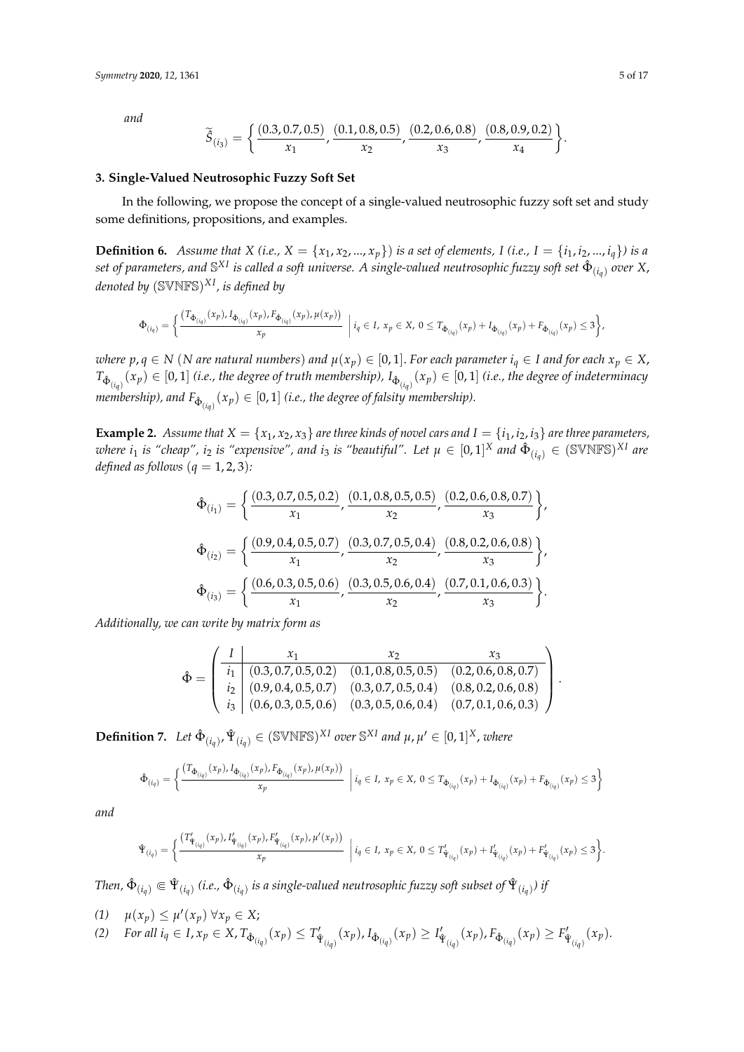*and*

$$\widetilde{S}_{(i_3)} = \left\{ \frac{(0.3, 0.7, 0.5)}{x_1}, \frac{(0.1, 0.8, 0.5)}{x_2}, \frac{(0.2, 0.6, 0.8)}{x_3}, \frac{(0.8, 0.9, 0.2)}{x_4} \right\}.$$

## 3. Single-Valued Neutrosophic Fuzzy Soft Set

In the following, we propose the concept of a single-valued neutrosophic fuzzy soft set and study some definitions, propositions, and examples.

**Definition 6.** *Assume that $X$ (i.e., $X = \{x_1, x_2, ..., x_p\}$) is a set of elements, $I$ (i.e., $I = \{i_1, i_2, ..., i_q\}$) is a set of parameters, and $\mathbb{S}^{XI}$ is called a soft universe. A single-valued neutrosophic fuzzy soft set $\hat{\Phi}_{(i_q)}$ over $X$, denoted by $(\mathbb{SVNFS})^{XI}$, is defined by*

$$\Phi_{(i_q)} = \left\{ \frac{(T_{\hat{\Phi}_{(i_q)}}(x_p), I_{\hat{\Phi}_{(i_q)}}(x_p), F_{\hat{\Phi}_{(i_q)}}(x_p), \mu(x_p))}{x_p} \;\middle|\; i_q \in I,\ x_p \in X,\ 0 \le T_{\hat{\Phi}_{(i_q)}}(x_p) + I_{\hat{\Phi}_{(i_q)}}(x_p) + F_{\hat{\Phi}_{(i_q)}}(x_p) \le 3 \right\},$$

*where $p, q \in N$ ($N$ are natural numbers) and $\mu(x_p) \in [0,1]$. For each parameter $i_q \in I$ and for each $x_p \in X$, $T_{\hat{\Phi}_{(i_q)}}(x_p) \in [0,1]$ (i.e., the degree of truth membership), $I_{\hat{\Phi}_{(i_q)}}(x_p) \in [0,1]$ (i.e., the degree of indeterminacy membership), and $F_{\hat{\Phi}_{(i_q)}}(x_p) \in [0,1]$ (i.e., the degree of falsity membership).*

**Example 2.** *Assume that $X = \{x_1, x_2, x_3\}$ are three kinds of novel cars and $I = \{i_1, i_2, i_3\}$ are three parameters, where $i_1$ is "cheap", $i_2$ is "expensive", and $i_3$ is "beautiful". Let $\mu \in [0,1]^X$ and $\hat{\Phi}_{(i_q)} \in (\mathbb{SVNFS})^{XI}$ are defined as follows ($q = 1, 2, 3$):*

$$\hat{\Phi}_{(i_1)} = \left\{ \frac{(0.3, 0.7, 0.5, 0.2)}{x_1}, \frac{(0.1, 0.8, 0.5, 0.5)}{x_2}, \frac{(0.2, 0.6, 0.8, 0.7)}{x_3} \right\},$$

$$\hat{\Phi}_{(i_2)} = \left\{ \frac{(0.9, 0.4, 0.5, 0.7)}{x_1}, \frac{(0.3, 0.7, 0.5, 0.4)}{x_2}, \frac{(0.8, 0.2, 0.6, 0.8)}{x_3} \right\},$$

$$\hat{\Phi}_{(i_3)} = \left\{ \frac{(0.6, 0.3, 0.5, 0.6)}{x_1}, \frac{(0.3, 0.5, 0.6, 0.4)}{x_2}, \frac{(0.7, 0.1, 0.6, 0.3)}{x_3} \right\}.$$

*Additionally, we can write by matrix form as*

$$\hat{\Phi} = \left( \begin{array}{c|ccc} I & x_1 & x_2 & x_3 \\ \hline i_1 & (0.3, 0.7, 0.5, 0.2) & (0.1, 0.8, 0.5, 0.5) & (0.2, 0.6, 0.8, 0.7) \\ i_2 & (0.9, 0.4, 0.5, 0.7) & (0.3, 0.7, 0.5, 0.4) & (0.8, 0.2, 0.6, 0.8) \\ i_3 & (0.6, 0.3, 0.5, 0.6) & (0.3, 0.5, 0.6, 0.4) & (0.7, 0.1, 0.6, 0.3) \end{array} \right).$$

**Definition 7.** *Let $\hat{\Phi}_{(i_q)}, \hat{\Psi}_{(i_q)} \in (\mathbb{SVNFS})^{XI}$ over $\mathbb{S}^{XI}$ and $\mu, \mu' \in [0,1]^X$, where*

$$\hat{\Phi}_{(i_q)} = \left\{ \frac{(T_{\hat{\Phi}_{(i_q)}}(x_p), I_{\hat{\Phi}_{(i_q)}}(x_p), F_{\hat{\Phi}_{(i_q)}}(x_p), \mu(x_p))}{x_p} \;\middle|\; i_q \in I,\ x_p \in X,\ 0 \le T_{\hat{\Phi}_{(i_q)}}(x_p) + I_{\hat{\Phi}_{(i_q)}}(x_p) + F_{\hat{\Phi}_{(i_q)}}(x_p) \le 3 \right\}$$

*and*

$$\hat{\Psi}_{(i_q)} = \left\{ \frac{(T'_{\hat{\Psi}_{(i_q)}}(x_p), I'_{\hat{\Psi}_{(i_q)}}(x_p), F'_{\hat{\Psi}_{(i_q)}}(x_p), \mu'(x_p))}{x_p} \;\middle|\; i_q \in I,\ x_p \in X,\ 0 \le T'_{\hat{\Psi}_{(i_q)}}(x_p) + I'_{\hat{\Psi}_{(i_q)}}(x_p) + F'_{\hat{\Psi}_{(i_q)}}(x_p) \le 3 \right\}.$$

*Then, $\hat{\Phi}_{(i_q)} \Subset \hat{\Psi}_{(i_q)}$ (i.e., $\hat{\Phi}_{(i_q)}$ is a single-valued neutrosophic fuzzy soft subset of $\hat{\Psi}_{(i_q)}$) if*

*(1)* $\mu(x_p) \le \mu'(x_p)\ \forall x_p \in X$;

*(2)* *For all* $i_q \in I, x_p \in X, T_{\hat{\Phi}_{(i_q)}}(x_p) \le T'_{\hat{\Psi}_{(i_q)}}(x_p), I_{\hat{\Phi}_{(i_q)}}(x_p) \ge I'_{\hat{\Psi}_{(i_q)}}(x_p), F_{\hat{\Phi}_{(i_q)}}(x_p) \ge F'_{\hat{\Psi}_{(i_q)}}(x_p)$.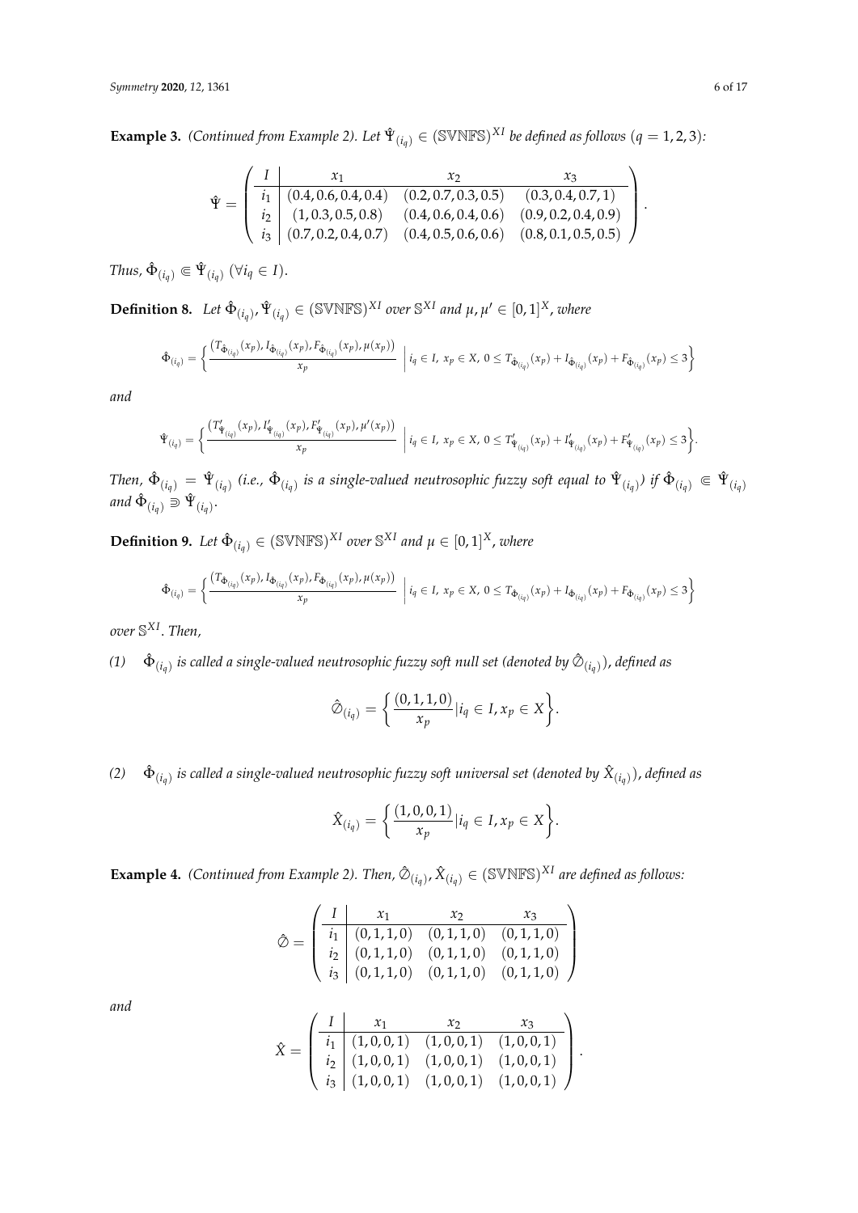**Example 3.** *(Continued from Example 2). Let $\hat{\Psi}_{(i_q)} \in (\mathbb{SVNFS})^{XI}$ be defined as follows $(q = 1, 2, 3)$:*

$$\hat{\Psi} = \left( \begin{array}{c|ccc} I & x_1 & x_2 & x_3 \\ \hline i_1 & (0.4, 0.6, 0.4, 0.4) & (0.2, 0.7, 0.3, 0.5) & (0.3, 0.4, 0.7, 1) \\ i_2 & (1, 0.3, 0.5, 0.8) & (0.4, 0.6, 0.4, 0.6) & (0.9, 0.2, 0.4, 0.9) \\ i_3 & (0.7, 0.2, 0.4, 0.7) & (0.4, 0.5, 0.6, 0.6) & (0.8, 0.1, 0.5, 0.5) \end{array} \right).$$

*Thus, $\hat{\Phi}_{(i_q)} \Subset \hat{\Psi}_{(i_q)}$ $(\forall i_q \in I)$.*

**Definition 8.** *Let $\hat{\Phi}_{(i_q)}, \hat{\Psi}_{(i_q)} \in (\mathbb{SVNFS})^{XI}$ over $\mathbb{S}^{XI}$ and $\mu, \mu' \in [0,1]^X$, where*

$$\hat{\Phi}_{(i_q)} = \left\{ \frac{(T_{\hat{\Phi}_{(i_q)}}(x_p), I_{\hat{\Phi}_{(i_q)}}(x_p), F_{\hat{\Phi}_{(i_q)}}(x_p), \mu(x_p))}{x_p} \;\middle|\; i_q \in I,\ x_p \in X,\ 0 \leq T_{\hat{\Phi}_{(i_q)}}(x_p) + I_{\hat{\Phi}_{(i_q)}}(x_p) + F_{\hat{\Phi}_{(i_q)}}(x_p) \leq 3 \right\}$$

*and*

$$\hat{\Psi}_{(i_q)} = \left\{ \frac{(T'_{\hat{\Psi}_{(i_q)}}(x_p), I'_{\hat{\Psi}_{(i_q)}}(x_p), F'_{\hat{\Psi}_{(i_q)}}(x_p), \mu'(x_p))}{x_p} \;\middle|\; i_q \in I,\ x_p \in X,\ 0 \leq T'_{\hat{\Psi}_{(i_q)}}(x_p) + I'_{\hat{\Psi}_{(i_q)}}(x_p) + F'_{\hat{\Psi}_{(i_q)}}(x_p) \leq 3 \right\}.$$

*Then, $\hat{\Phi}_{(i_q)} = \hat{\Psi}_{(i_q)}$ (i.e., $\hat{\Phi}_{(i_q)}$ is a single-valued neutrosophic fuzzy soft equal to $\hat{\Psi}_{(i_q)}$) if $\hat{\Phi}_{(i_q)} \Subset \hat{\Psi}_{(i_q)}$ and $\hat{\Phi}_{(i_q)} \Supset \hat{\Psi}_{(i_q)}$.*

**Definition 9.** *Let $\hat{\Phi}_{(i_q)} \in (\mathbb{SVNFS})^{XI}$ over $\mathbb{S}^{XI}$ and $\mu \in [0,1]^X$, where*

$$\hat{\Phi}_{(i_q)} = \left\{ \frac{(T_{\hat{\Phi}_{(i_q)}}(x_p), I_{\hat{\Phi}_{(i_q)}}(x_p), F_{\hat{\Phi}_{(i_q)}}(x_p), \mu(x_p))}{x_p} \;\middle|\; i_q \in I,\ x_p \in X,\ 0 \leq T_{\hat{\Phi}_{(i_q)}}(x_p) + I_{\hat{\Phi}_{(i_q)}}(x_p) + F_{\hat{\Phi}_{(i_q)}}(x_p) \leq 3 \right\}$$

*over $\mathbb{S}^{XI}$. Then,*

*(1) $\hat{\Phi}_{(i_q)}$ is called a single-valued neutrosophic fuzzy soft null set (denoted by $\hat{\emptyset}_{(i_q)}$), defined as*

$$\hat{\emptyset}_{(i_q)} = \left\{ \frac{(0, 1, 1, 0)}{x_p} | i_q \in I, x_p \in X \right\}.$$

*(2) $\hat{\Phi}_{(i_q)}$ is called a single-valued neutrosophic fuzzy soft universal set (denoted by $\hat{X}_{(i_q)}$), defined as*

$$\hat{X}_{(i_q)} = \left\{ \frac{(1, 0, 0, 1)}{x_p} | i_q \in I, x_p \in X \right\}.$$

**Example 4.** *(Continued from Example 2). Then, $\hat{\emptyset}_{(i_q)}, \hat{X}_{(i_q)} \in (\mathbb{SVNFS})^{XI}$ are defined as follows:*

$$\hat{\emptyset} = \left( \begin{array}{c|ccc} I & x_1 & x_2 & x_3 \\ \hline i_1 & (0, 1, 1, 0) & (0, 1, 1, 0) & (0, 1, 1, 0) \\ i_2 & (0, 1, 1, 0) & (0, 1, 1, 0) & (0, 1, 1, 0) \\ i_3 & (0, 1, 1, 0) & (0, 1, 1, 0) & (0, 1, 1, 0) \end{array} \right)$$

*and*

$$\hat{X} = \left( \begin{array}{c|ccc} I & x_1 & x_2 & x_3 \\ \hline i_1 & (1, 0, 0, 1) & (1, 0, 0, 1) & (1, 0, 0, 1) \\ i_2 & (1, 0, 0, 1) & (1, 0, 0, 1) & (1, 0, 0, 1) \\ i_3 & (1, 0, 0, 1) & (1, 0, 0, 1) & (1, 0, 0, 1) \end{array} \right).$$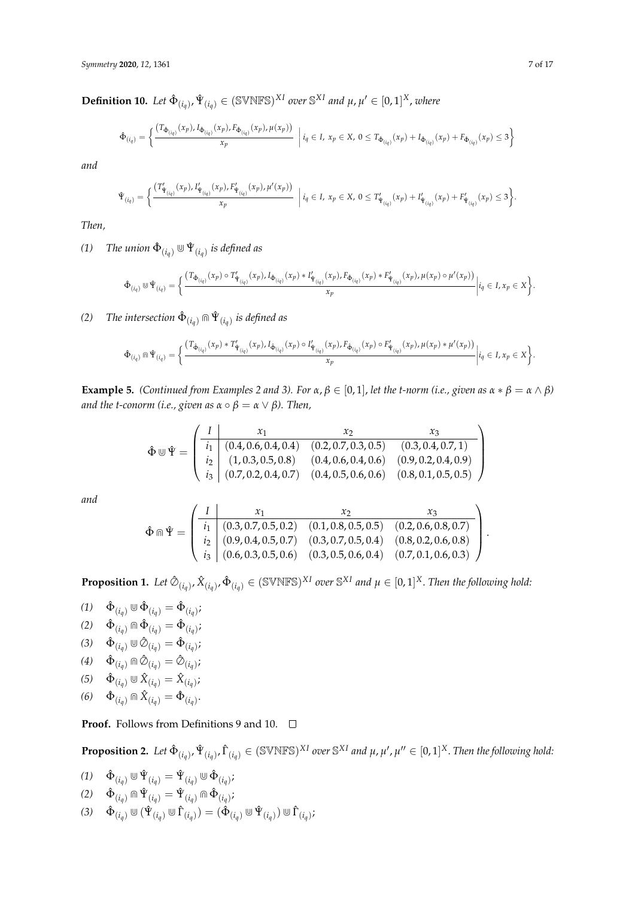**Definition 10.** *Let $\hat{\Phi}_{(i_q)}, \hat{\Psi}_{(i_q)} \in (\mathbb{SVNFS})^{XI}$ over $\mathbb{S}^{XI}$ and $\mu, \mu' \in [0,1]^X$, where*

$$\hat{\Phi}_{(i_q)} = \left\{ \frac{\left(T_{\hat{\Phi}_{(i_q)}}(x_p), I_{\hat{\Phi}_{(i_q)}}(x_p), F_{\hat{\Phi}_{(i_q)}}(x_p), \mu(x_p)\right)}{x_p} \;\middle|\; i_q \in I,\ x_p \in X,\ 0 \le T_{\hat{\Phi}_{(i_q)}}(x_p) + I_{\hat{\Phi}_{(i_q)}}(x_p) + F_{\hat{\Phi}_{(i_q)}}(x_p) \le 3 \right\}$$

*and*

$$\hat{\Psi}_{(i_q)} = \left\{ \frac{\left(T'_{\hat{\Psi}_{(i_q)}}(x_p), I'_{\hat{\Psi}_{(i_q)}}(x_p), F'_{\hat{\Psi}_{(i_q)}}(x_p), \mu'(x_p)\right)}{x_p} \;\middle|\; i_q \in I,\ x_p \in X,\ 0 \le T'_{\hat{\Psi}_{(i_q)}}(x_p) + I'_{\hat{\Psi}_{(i_q)}}(x_p) + F'_{\hat{\Psi}_{(i_q)}}(x_p) \le 3 \right\}.$$

*Then,*

*(1) The union $\hat{\Phi}_{(i_q)} \Cup \hat{\Psi}_{(i_q)}$ is defined as*

$$\hat{\Phi}_{(i_q)} \Cup \hat{\Psi}_{(i_q)} = \left\{ \frac{\left(T_{\hat{\Phi}_{(i_q)}}(x_p) \circ T'_{\hat{\Psi}_{(i_q)}}(x_p), I_{\hat{\Phi}_{(i_q)}}(x_p) * I'_{\hat{\Psi}_{(i_q)}}(x_p), F_{\hat{\Phi}_{(i_q)}}(x_p) * F'_{\hat{\Psi}_{(i_q)}}(x_p), \mu(x_p) \circ \mu'(x_p)\right)}{x_p} \middle| i_q \in I, x_p \in X \right\}.$$

*(2) The intersection $\hat{\Phi}_{(i_q)} \Cap \hat{\Psi}_{(i_q)}$ is defined as*

$$\hat{\Phi}_{(i_q)} \Cap \hat{\Psi}_{(i_q)} = \left\{ \frac{\left(T_{\hat{\Phi}_{(i_q)}}(x_p) * T'_{\hat{\Psi}_{(i_q)}}(x_p), I_{\hat{\Phi}_{(i_q)}}(x_p) \circ I'_{\hat{\Psi}_{(i_q)}}(x_p), F_{\hat{\Phi}_{(i_q)}}(x_p) \circ F'_{\hat{\Psi}_{(i_q)}}(x_p), \mu(x_p) * \mu'(x_p)\right)}{x_p} \middle| i_q \in I, x_p \in X \right\}.$$

**Example 5.** *(Continued from Examples 2 and 3). For $\alpha, \beta \in [0,1]$, let the t-norm (i.e., given as $\alpha * \beta = \alpha \wedge \beta$) and the t-conorm (i.e., given as $\alpha \circ \beta = \alpha \vee \beta$). Then,*

$$\hat{\Phi} \Cup \hat{\Psi} = \left( \begin{array}{c|ccc} I & x_1 & x_2 & x_3 \\ \hline i_1 & (0.4, 0.6, 0.4, 0.4) & (0.2, 0.7, 0.3, 0.5) & (0.3, 0.4, 0.7, 1) \\ i_2 & (1, 0.3, 0.5, 0.8) & (0.4, 0.6, 0.4, 0.6) & (0.9, 0.2, 0.4, 0.9) \\ i_3 & (0.7, 0.2, 0.4, 0.7) & (0.4, 0.5, 0.6, 0.6) & (0.8, 0.1, 0.5, 0.5) \end{array} \right)$$

*and*

$$\hat{\Phi} \Cap \hat{\Psi} = \left( \begin{array}{c|ccc} I & x_1 & x_2 & x_3 \\ \hline i_1 & (0.3, 0.7, 0.5, 0.2) & (0.1, 0.8, 0.5, 0.5) & (0.2, 0.6, 0.8, 0.7) \\ i_2 & (0.9, 0.4, 0.5, 0.7) & (0.3, 0.7, 0.5, 0.4) & (0.8, 0.2, 0.6, 0.8) \\ i_3 & (0.6, 0.3, 0.5, 0.6) & (0.3, 0.5, 0.6, 0.4) & (0.7, 0.1, 0.6, 0.3) \end{array} \right).$$

**Proposition 1.** *Let $\hat{\emptyset}_{(i_q)}, \hat{X}_{(i_q)}, \hat{\Phi}_{(i_q)} \in (\mathbb{SVNFS})^{XI}$ over $\mathbb{S}^{XI}$ and $\mu \in [0,1]^X$. Then the following hold:*

*(1)* $\hat{\Phi}_{(i_q)} \Cup \hat{\Phi}_{(i_q)} = \hat{\Phi}_{(i_q)}$;
*(2)* $\hat{\Phi}_{(i_q)} \Cap \hat{\Phi}_{(i_q)} = \hat{\Phi}_{(i_q)}$;
*(3)* $\hat{\Phi}_{(i_q)} \Cup \hat{\emptyset}_{(i_q)} = \hat{\Phi}_{(i_q)}$;
*(4)* $\hat{\Phi}_{(i_q)} \Cap \hat{\emptyset}_{(i_q)} = \hat{\emptyset}_{(i_q)}$;
*(5)* $\hat{\Phi}_{(i_q)} \Cup \hat{X}_{(i_q)} = \hat{X}_{(i_q)}$;
*(6)* $\hat{\Phi}_{(i_q)} \Cap \hat{X}_{(i_q)} = \hat{\Phi}_{(i_q)}$.

**Proof.** Follows from Definitions 9 and 10. □

**Proposition 2.** *Let $\hat{\Phi}_{(i_q)}, \hat{\Psi}_{(i_q)}, \hat{\Gamma}_{(i_q)} \in (\mathbb{SVNFS})^{XI}$ over $\mathbb{S}^{XI}$ and $\mu, \mu', \mu'' \in [0,1]^X$. Then the following hold:*

*(1)* $\hat{\Phi}_{(i_q)} \Cup \hat{\Psi}_{(i_q)} = \hat{\Psi}_{(i_q)} \Cup \hat{\Phi}_{(i_q)}$;
*(2)* $\hat{\Phi}_{(i_q)} \Cap \hat{\Psi}_{(i_q)} = \hat{\Psi}_{(i_q)} \Cap \hat{\Phi}_{(i_q)}$;
*(3)* $\hat{\Phi}_{(i_q)} \Cup (\hat{\Psi}_{(i_q)} \Cup \hat{\Gamma}_{(i_q)}) = (\hat{\Phi}_{(i_q)} \Cup \hat{\Psi}_{(i_q)}) \Cup \hat{\Gamma}_{(i_q)}$;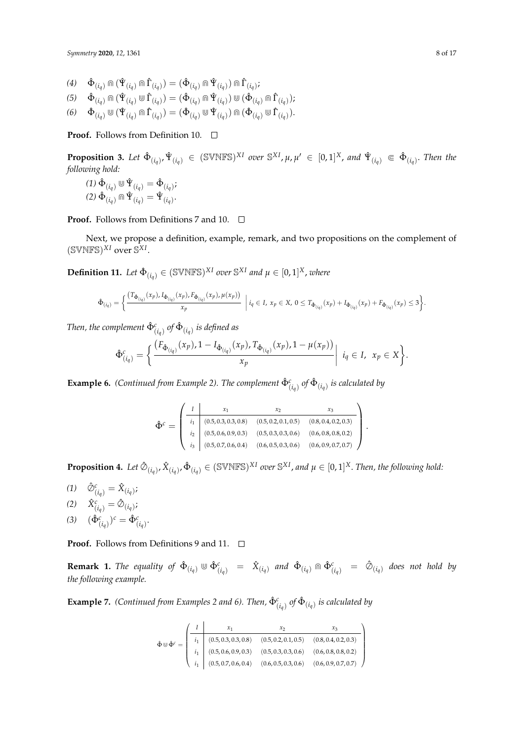(4) $\hat{\Phi}_{(i_q)} \Cap (\hat{\Psi}_{(i_q)} \Cap \hat{\Gamma}_{(i_q)}) = (\hat{\Phi}_{(i_q)} \Cap \hat{\Psi}_{(i_q)}) \Cap \hat{\Gamma}_{(i_q)}$;

(5) $\hat{\Phi}_{(i_q)} \Cap (\hat{\Psi}_{(i_q)} \Cup \hat{\Gamma}_{(i_q)}) = (\hat{\Phi}_{(i_q)} \Cap \hat{\Psi}_{(i_q)}) \Cup (\hat{\Phi}_{(i_q)} \Cap \hat{\Gamma}_{(i_q)})$;

(6) $\hat{\Phi}_{(i_q)} \Cup (\hat{\Psi}_{(i_q)} \Cap \hat{\Gamma}_{(i_q)}) = (\hat{\Phi}_{(i_q)} \Cup \hat{\Psi}_{(i_q)}) \Cap (\hat{\Phi}_{(i_q)} \Cup \hat{\Gamma}_{(i_q)})$.

**Proof.** Follows from Definition 10. □

**Proposition 3.** *Let $\hat{\Phi}_{(i_q)}, \hat{\Psi}_{(i_q)} \in (\mathbb{SVNFS})^{XI}$ over $\mathbb{S}^{XI}$, $\mu, \mu' \in [0,1]^X$, and $\hat{\Psi}_{(i_q)} \Subset \hat{\Phi}_{(i_q)}$. Then the following hold:*

*(1) $\hat{\Phi}_{(i_q)} \Cup \hat{\Psi}_{(i_q)} = \hat{\Phi}_{(i_q)}$;*

*(2) $\hat{\Phi}_{(i_q)} \Cap \hat{\Psi}_{(i_q)} = \hat{\Psi}_{(i_q)}$.*

**Proof.** Follows from Definitions 7 and 10. □

Next, we propose a definition, example, remark, and two propositions on the complement of $(\mathbb{SVNFS})^{XI}$ over $\mathbb{S}^{XI}$.

**Definition 11.** *Let $\hat{\Phi}_{(i_q)} \in (\mathbb{SVNFS})^{XI}$ over $\mathbb{S}^{XI}$ and $\mu \in [0,1]^X$, where*

$$\hat{\Phi}_{(i_q)} = \left\{ \frac{(T_{\hat{\Phi}_{(i_q)}}(x_p), I_{\hat{\Phi}_{(i_q)}}(x_p), F_{\hat{\Phi}_{(i_q)}}(x_p), \mu(x_p))}{x_p} \;\middle|\; i_q \in I,\ x_p \in X,\ 0 \le T_{\hat{\Phi}_{(i_q)}}(x_p) + I_{\hat{\Phi}_{(i_q)}}(x_p) + F_{\hat{\Phi}_{(i_q)}}(x_p) \le 3 \right\}.$$

*Then, the complement $\hat{\Phi}^c_{(i_q)}$ of $\hat{\Phi}_{(i_q)}$ is defined as*

$$\hat{\Phi}^c_{(i_q)} = \left\{ \frac{(F_{\hat{\Phi}_{(i_q)}}(x_p), 1 - I_{\hat{\Phi}_{(i_q)}}(x_p), T_{\hat{\Phi}_{(i_q)}}(x_p), 1 - \mu(x_p))}{x_p} \;\middle|\; i_q \in I,\ x_p \in X \right\}.$$

**Example 6.** *(Continued from Example 2). The complement $\hat{\Phi}^c_{(i_q)}$ of $\hat{\Phi}_{(i_q)}$ is calculated by*

$$\hat{\Phi}^c = \left( \begin{array}{c|ccc} I & x_1 & x_2 & x_3 \\ \hline i_1 & (0.5, 0.3, 0.3, 0.8) & (0.5, 0.2, 0.1, 0.5) & (0.8, 0.4, 0.2, 0.3) \\ i_2 & (0.5, 0.6, 0.9, 0.3) & (0.5, 0.3, 0.3, 0.6) & (0.6, 0.8, 0.8, 0.2) \\ i_3 & (0.5, 0.7, 0.6, 0.4) & (0.6, 0.5, 0.3, 0.6) & (0.6, 0.9, 0.7, 0.7) \end{array} \right).$$

**Proposition 4.** *Let $\hat{\emptyset}_{(i_q)}, \hat{X}_{(i_q)}, \hat{\Phi}_{(i_q)} \in (\mathbb{SVNFS})^{XI}$ over $\mathbb{S}^{XI}$, and $\mu \in [0,1]^X$. Then, the following hold:*

(1) $\hat{\emptyset}^c_{(i_q)} = \hat{X}_{(i_q)}$;

(2) $\hat{X}^c_{(i_q)} = \hat{\emptyset}_{(i_q)}$;

(3) $(\hat{\Phi}^c_{(i_q)})^c = \hat{\Phi}^c_{(i_q)}$.

**Proof.** Follows from Definitions 9 and 11. □

**Remark 1.** *The equality of $\hat{\Phi}_{(i_q)} \Cup \hat{\Phi}^c_{(i_q)} = \hat{X}_{(i_q)}$ and $\hat{\Phi}_{(i_q)} \Cap \hat{\Phi}^c_{(i_q)} = \hat{\emptyset}_{(i_q)}$ does not hold by the following example.*

**Example 7.** *(Continued from Examples 2 and 6). Then, $\hat{\Phi}^c_{(i_q)}$ of $\hat{\Phi}_{(i_q)}$ is calculated by*

$$\hat{\Phi} \Cup \hat{\Phi}^c = \left( \begin{array}{c|ccc} I & x_1 & x_2 & x_3 \\ \hline i_1 & (0.5, 0.3, 0.3, 0.8) & (0.5, 0.2, 0.1, 0.5) & (0.8, 0.4, 0.2, 0.3) \\ i_1 & (0.5, 0.6, 0.9, 0.3) & (0.5, 0.3, 0.3, 0.6) & (0.6, 0.8, 0.8, 0.2) \\ i_1 & (0.5, 0.7, 0.6, 0.4) & (0.6, 0.5, 0.3, 0.6) & (0.6, 0.9, 0.7, 0.7) \end{array} \right)$$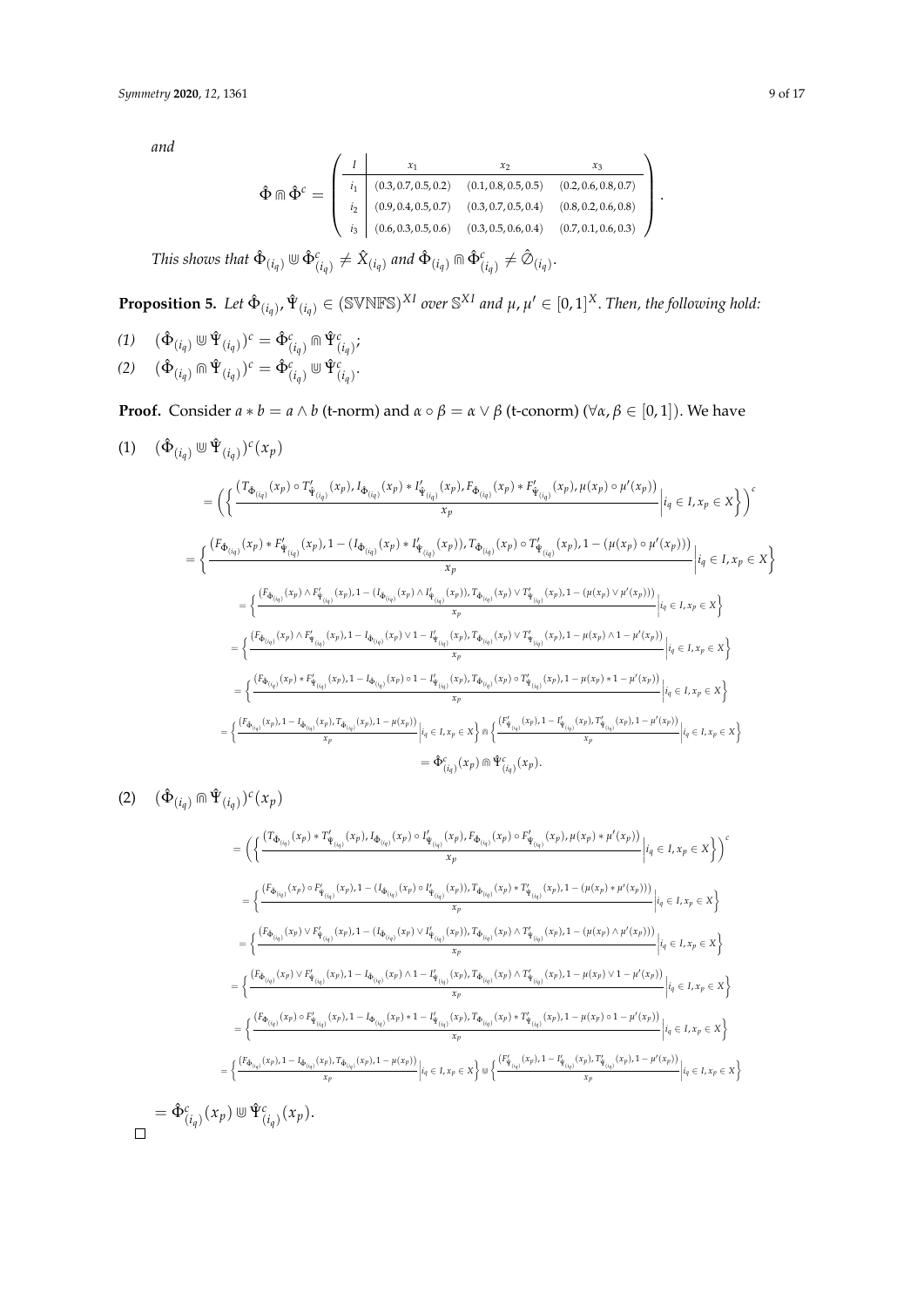*and*

$$\hat{\Phi} \Cap \hat{\Phi}^c = \left( \begin{array}{c|ccc} I & x_1 & x_2 & x_3 \\ \hline i_1 & (0.3, 0.7, 0.5, 0.2) & (0.1, 0.8, 0.5, 0.5) & (0.2, 0.6, 0.8, 0.7) \\ i_2 & (0.9, 0.4, 0.5, 0.7) & (0.3, 0.7, 0.5, 0.4) & (0.8, 0.2, 0.6, 0.8) \\ i_3 & (0.6, 0.3, 0.5, 0.6) & (0.3, 0.5, 0.6, 0.4) & (0.7, 0.1, 0.6, 0.3) \end{array} \right).$$

*This shows that* $\hat{\Phi}_{(i_q)} \Cup \hat{\Phi}^c_{(i_q)} \neq \hat{X}_{(i_q)}$ *and* $\hat{\Phi}_{(i_q)} \Cap \hat{\Phi}^c_{(i_q)} \neq \hat{\emptyset}_{(i_q)}$.

**Proposition 5.** *Let* $\hat{\Phi}_{(i_q)}, \hat{\Psi}_{(i_q)} \in (\mathbb{SVNFS})^{XI}$ *over* $\mathbb{S}^{XI}$ *and* $\mu, \mu' \in [0,1]^X$. *Then, the following hold:*

*(1)* $(\hat{\Phi}_{(i_q)} \Cup \hat{\Psi}_{(i_q)})^c = \hat{\Phi}^c_{(i_q)} \Cap \hat{\Psi}^c_{(i_q)}$;

*(2)* $(\hat{\Phi}_{(i_q)} \Cap \hat{\Psi}_{(i_q)})^c = \hat{\Phi}^c_{(i_q)} \Cup \hat{\Psi}^c_{(i_q)}$.

**Proof.** Consider $a * b = a \wedge b$ (t-norm) and $\alpha \circ \beta = \alpha \vee \beta$ (t-conorm) ($\forall \alpha, \beta \in [0,1]$). We have

(1) $(\hat{\Phi}_{(i_q)} \Cup \hat{\Psi}_{(i_q)})^c(x_p)$

$$= \left( \left\{ \frac{\left(T_{\Phi_{(i_q)}}(x_p) \circ T'_{\Psi_{(i_q)}}(x_p), I_{\Phi_{(i_q)}}(x_p) * I'_{\Psi_{(i_q)}}(x_p), F_{\Phi_{(i_q)}}(x_p) * F'_{\Psi_{(i_q)}}(x_p), \mu(x_p) \circ \mu'(x_p)\right)}{x_p} \middle| i_q \in I, x_p \in X \right\} \right)^c$$

$$= \left\{ \frac{\left(F_{\Phi_{(i_q)}}(x_p) * F'_{\Psi_{(i_q)}}(x_p), 1 - (I_{\Phi_{(i_q)}}(x_p) * I'_{\Psi_{(i_q)}}(x_p)), T_{\Phi_{(i_q)}}(x_p) \circ T'_{\Psi_{(i_q)}}(x_p), 1 - (\mu(x_p) \circ \mu'(x_p))\right)}{x_p} \middle| i_q \in I, x_p \in X \right\}$$

$$= \left\{ \frac{\left(F_{\Phi_{(i_q)}}(x_p) \wedge F'_{\Psi_{(i_q)}}(x_p), 1 - (I_{\Phi_{(i_q)}}(x_p) \wedge I'_{\Psi_{(i_q)}}(x_p)), T_{\Phi_{(i_q)}}(x_p) \vee T'_{\Psi_{(i_q)}}(x_p), 1 - (\mu(x_p) \vee \mu'(x_p))\right)}{x_p} \middle| i_q \in I, x_p \in X \right\}$$

$$= \left\{ \frac{\left(F_{\Phi_{(i_q)}}(x_p) \wedge F'_{\Psi_{(i_q)}}(x_p), 1 - I_{\Phi_{(i_q)}}(x_p) \vee 1 - I'_{\Psi_{(i_q)}}(x_p), T_{\Phi_{(i_q)}}(x_p) \vee T'_{\Psi_{(i_q)}}(x_p), 1 - \mu(x_p) \wedge 1 - \mu'(x_p)\right)}{x_p} \middle| i_q \in I, x_p \in X \right\}$$

$$= \left\{ \frac{\left(F_{\Phi_{(i_q)}}(x_p) * F'_{\Psi_{(i_q)}}(x_p), 1 - I_{\Phi_{(i_q)}}(x_p) \circ 1 - I'_{\Psi_{(i_q)}}(x_p), T_{\Phi_{(i_q)}}(x_p) \circ T'_{\Psi_{(i_q)}}(x_p), 1 - \mu(x_p) * 1 - \mu'(x_p)\right)}{x_p} \middle| i_q \in I, x_p \in X \right\}$$

$$= \left\{ \frac{\left(F_{\Phi_{(i_q)}}(x_p), 1 - I_{\Phi_{(i_q)}}(x_p), T_{\Phi_{(i_q)}}(x_p), 1 - \mu(x_p)\right)}{x_p} \middle| i_q \in I, x_p \in X \right\} \Cap \left\{ \frac{\left(F'_{\Psi_{(i_q)}}(x_p), 1 - I'_{\Psi_{(i_q)}}(x_p), T'_{\Psi_{(i_q)}}(x_p), 1 - \mu'(x_p)\right)}{x_p} \middle| i_q \in I, x_p \in X \right\}$$

$$= \hat{\Phi}^c_{(i_q)}(x_p) \Cap \hat{\Psi}^c_{(i_q)}(x_p).$$

(2) $(\hat{\Phi}_{(i_q)} \Cap \hat{\Psi}_{(i_q)})^c(x_p)$

$$= \left( \left\{ \frac{\left(T_{\Phi_{(i_q)}}(x_p) * T'_{\Psi_{(i_q)}}(x_p), I_{\Phi_{(i_q)}}(x_p) \circ I'_{\Psi_{(i_q)}}(x_p), F_{\Phi_{(i_q)}}(x_p) \circ F'_{\Psi_{(i_q)}}(x_p), \mu(x_p) * \mu'(x_p)\right)}{x_p} \middle| i_q \in I, x_p \in X \right\} \right)^c$$

$$= \left\{ \frac{\left(F_{\Phi_{(i_q)}}(x_p) \circ F'_{\Psi_{(i_q)}}(x_p), 1 - (I_{\Phi_{(i_q)}}(x_p) \circ I'_{\Psi_{(i_q)}}(x_p)), T_{\Phi_{(i_q)}}(x_p) * T'_{\Psi_{(i_q)}}(x_p), 1 - (\mu(x_p) * \mu'(x_p))\right)}{x_p} \middle| i_q \in I, x_p \in X \right\}$$

$$= \left\{ \frac{\left(F_{\Phi_{(i_q)}}(x_p) \vee F'_{\Psi_{(i_q)}}(x_p), 1 - (I_{\Phi_{(i_q)}}(x_p) \vee I'_{\Psi_{(i_q)}}(x_p)), T_{\Phi_{(i_q)}}(x_p) \wedge T'_{\Psi_{(i_q)}}(x_p), 1 - (\mu(x_p) \wedge \mu'(x_p))\right)}{x_p} \middle| i_q \in I, x_p \in X \right\}$$

$$= \left\{ \frac{\left(F_{\Phi_{(i_q)}}(x_p) \vee F'_{\Psi_{(i_q)}}(x_p), 1 - I_{\Phi_{(i_q)}}(x_p) \wedge 1 - I'_{\Psi_{(i_q)}}(x_p), T_{\Phi_{(i_q)}}(x_p) \wedge T'_{\Psi_{(i_q)}}(x_p), 1 - \mu(x_p) \vee 1 - \mu'(x_p)\right)}{x_p} \middle| i_q \in I, x_p \in X \right\}$$

$$= \left\{ \frac{\left(F_{\Phi_{(i_q)}}(x_p) \circ F'_{\Psi_{(i_q)}}(x_p), 1 - I_{\Phi_{(i_q)}}(x_p) * 1 - I'_{\Psi_{(i_q)}}(x_p), T_{\Phi_{(i_q)}}(x_p) * T'_{\Psi_{(i_q)}}(x_p), 1 - \mu(x_p) \circ 1 - \mu'(x_p)\right)}{x_p} \middle| i_q \in I, x_p \in X \right\}$$

$$= \left\{ \frac{\left(F_{\Phi_{(i_q)}}(x_p), 1 - I_{\Phi_{(i_q)}}(x_p), T_{\Phi_{(i_q)}}(x_p), 1 - \mu(x_p)\right)}{x_p} \middle| i_q \in I, x_p \in X \right\} \Cup \left\{ \frac{\left(F'_{\Psi_{(i_q)}}(x_p), 1 - I'_{\Psi_{(i_q)}}(x_p), T'_{\Psi_{(i_q)}}(x_p), 1 - \mu'(x_p)\right)}{x_p} \middle| i_q \in I, x_p \in X \right\}$$

$$= \hat{\Phi}^c_{(i_q)}(x_p) \Cup \hat{\Psi}^c_{(i_q)}(x_p).$$

□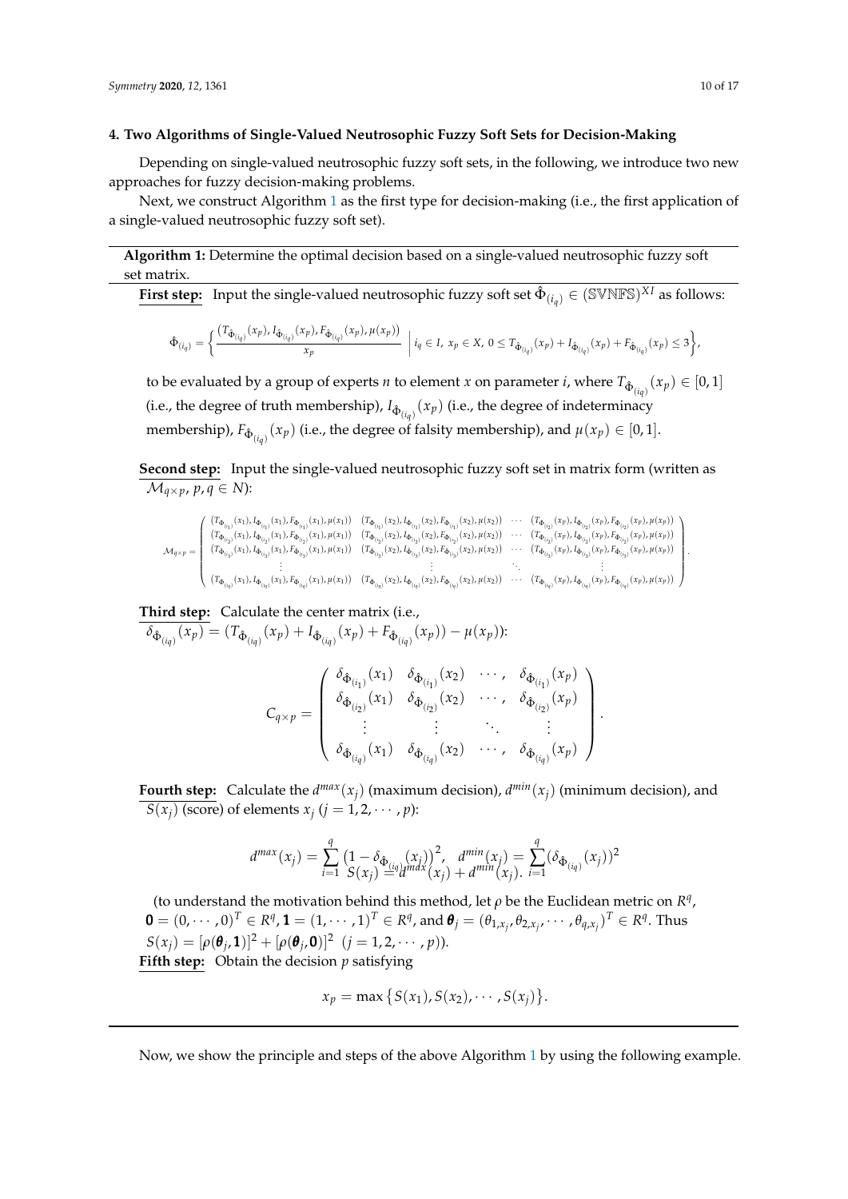## 4. Two Algorithms of Single-Valued Neutrosophic Fuzzy Soft Sets for Decision-Making

Depending on single-valued neutrosophic fuzzy soft sets, in the following, we introduce two new approaches for fuzzy decision-making problems.

Next, we construct Algorithm 1 as the first type for decision-making (i.e., the first application of a single-valued neutrosophic fuzzy soft set).

---

**Algorithm 1:** Determine the optimal decision based on a single-valued neutrosophic fuzzy soft set matrix.

---

**First step:** Input the single-valued neutrosophic fuzzy soft set $\hat{\Phi}_{(i_q)} \in (\mathbb{SVNFS})^{XI}$ as follows:

$$\hat{\Phi}_{(i_q)} = \left\{ \frac{(T_{\hat{\Phi}_{(i_q)}}(x_p), I_{\hat{\Phi}_{(i_q)}}(x_p), F_{\hat{\Phi}_{(i_q)}}(x_p), \mu(x_p))}{x_p} \;\middle|\; i_q \in I,\ x_p \in X,\ 0 \leq T_{\hat{\Phi}_{(i_q)}}(x_p) + I_{\hat{\Phi}_{(i_q)}}(x_p) + F_{\hat{\Phi}_{(i_q)}}(x_p) \leq 3 \right\},$$

to be evaluated by a group of experts $n$ to element $x$ on parameter $i$, where $T_{\hat{\Phi}_{(i_q)}}(x_p) \in [0,1]$ (i.e., the degree of truth membership), $I_{\hat{\Phi}_{(i_q)}}(x_p)$ (i.e., the degree of indeterminacy membership), $F_{\hat{\Phi}_{(i_q)}}(x_p)$ (i.e., the degree of falsity membership), and $\mu(x_p) \in [0,1]$.

**Second step:** Input the single-valued neutrosophic fuzzy soft set in matrix form (written as $\mathcal{M}_{q\times p}$, $p, q \in N$):

$$\mathcal{M}_{q\times p} = \begin{pmatrix} (T_{\Phi_{(i_1)}}(x_1), I_{\Phi_{(i_1)}}(x_1), F_{\Phi_{(i_1)}}(x_1), \mu(x_1)) & (T_{\Phi_{(i_1)}}(x_2), I_{\Phi_{(i_1)}}(x_2), F_{\Phi_{(i_1)}}(x_2), \mu(x_2)) & \cdots & (T_{\Phi_{(i_1)}}(x_p), I_{\Phi_{(i_1)}}(x_p), F_{\Phi_{(i_1)}}(x_p), \mu(x_p)) \\ (T_{\Phi_{(i_2)}}(x_1), I_{\Phi_{(i_2)}}(x_1), F_{\Phi_{(i_2)}}(x_1), \mu(x_1)) & (T_{\Phi_{(i_2)}}(x_2), I_{\Phi_{(i_2)}}(x_2), F_{\Phi_{(i_2)}}(x_2), \mu(x_2)) & \cdots & (T_{\Phi_{(i_2)}}(x_p), I_{\Phi_{(i_2)}}(x_p), F_{\Phi_{(i_2)}}(x_p), \mu(x_p)) \\ (T_{\Phi_{(i_3)}}(x_1), I_{\Phi_{(i_3)}}(x_1), F_{\Phi_{(i_3)}}(x_1), \mu(x_1)) & (T_{\Phi_{(i_3)}}(x_2), I_{\Phi_{(i_3)}}(x_2), F_{\Phi_{(i_3)}}(x_2), \mu(x_2)) & \cdots & (T_{\Phi_{(i_3)}}(x_p), I_{\Phi_{(i_3)}}(x_p), F_{\Phi_{(i_3)}}(x_p), \mu(x_p)) \\ \vdots & \vdots & \ddots & \vdots \\ (T_{\Phi_{(i_q)}}(x_1), I_{\Phi_{(i_q)}}(x_1), F_{\Phi_{(i_q)}}(x_1), \mu(x_1)) & (T_{\Phi_{(i_q)}}(x_2), I_{\Phi_{(i_q)}}(x_2), F_{\Phi_{(i_q)}}(x_2), \mu(x_2)) & \cdots & (T_{\Phi_{(i_q)}}(x_p), I_{\Phi_{(i_q)}}(x_p), F_{\Phi_{(i_q)}}(x_p), \mu(x_p)) \end{pmatrix}.$$

**Third step:** Calculate the center matrix (i.e., $\delta_{\hat{\Phi}_{(i_q)}}(x_p) = (T_{\hat{\Phi}_{(i_q)}}(x_p) + I_{\hat{\Phi}_{(i_q)}}(x_p) + F_{\hat{\Phi}_{(i_q)}}(x_p)) - \mu(x_p)$):

$$C_{q\times p} = \begin{pmatrix} \delta_{\hat{\Phi}_{(i_1)}}(x_1) & \delta_{\hat{\Phi}_{(i_1)}}(x_2) & \cdots, & \delta_{\hat{\Phi}_{(i_1)}}(x_p) \\ \delta_{\hat{\Phi}_{(i_2)}}(x_1) & \delta_{\hat{\Phi}_{(i_2)}}(x_2) & \cdots, & \delta_{\hat{\Phi}_{(i_2)}}(x_p) \\ \vdots & \vdots & \ddots & \vdots \\ \delta_{\hat{\Phi}_{(i_q)}}(x_1) & \delta_{\hat{\Phi}_{(i_q)}}(x_2) & \cdots, & \delta_{\hat{\Phi}_{(i_q)}}(x_p) \end{pmatrix}.$$

**Fourth step:** Calculate the $d^{max}(x_j)$ (maximum decision), $d^{min}(x_j)$ (minimum decision), and $S(x_j)$ (score) of elements $x_j$ ($j = 1, 2, \cdots, p$):

$$d^{max}(x_j) = \sum_{i=1}^{q} \left(1 - \delta_{\hat{\Phi}_{(iq)}}(x_j)\right)^2, \quad d^{min}(x_j) = \sum_{i=1}^{q} (\delta_{\hat{\Phi}_{(iq)}}(x_j))^2$$
$$S(x_j) = d^{max}(x_j) + d^{min}(x_j).$$

(to understand the motivation behind this method, let $\rho$ be the Euclidean metric on $R^q$, $\mathbf{0} = (0, \cdots, 0)^T \in R^q$, $\mathbf{1} = (1, \cdots, 1)^T \in R^q$, and $\boldsymbol{\theta}_j = (\theta_{1,x_j}, \theta_{2,x_j}, \cdots, \theta_{q,x_j})^T \in R^q$. Thus $S(x_j) = [\rho(\boldsymbol{\theta}_j, \mathbf{1})]^2 + [\rho(\boldsymbol{\theta}_j, \mathbf{0})]^2$ $(j = 1, 2, \cdots, p)$).

**Fifth step:** Obtain the decision $p$ satisfying

$$x_p = \max\left\{S(x_1), S(x_2), \cdots, S(x_j)\right\}.$$

---

Now, we show the principle and steps of the above Algorithm 1 by using the following example.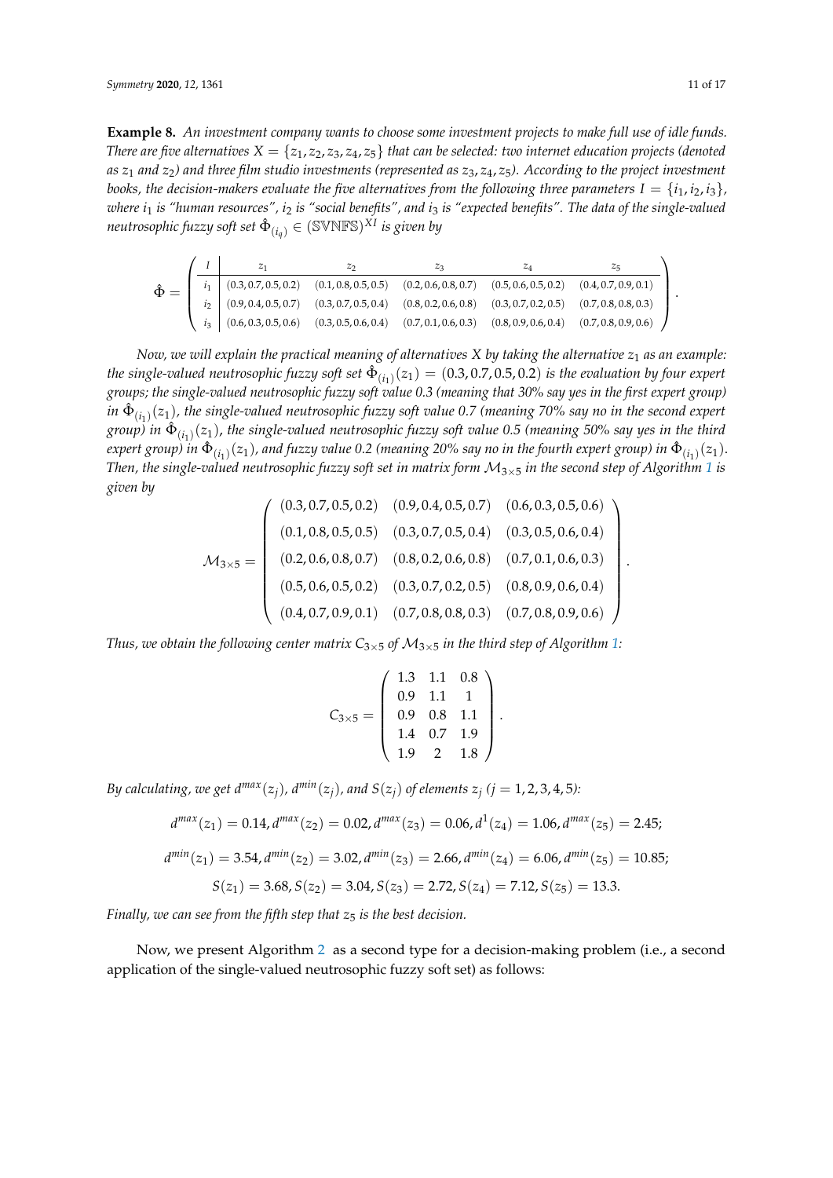**Example 8.** *An investment company wants to choose some investment projects to make full use of idle funds. There are five alternatives $X = \{z_1, z_2, z_3, z_4, z_5\}$ that can be selected: two internet education projects (denoted as $z_1$ and $z_2$) and three film studio investments (represented as $z_3, z_4, z_5$). According to the project investment books, the decision-makers evaluate the five alternatives from the following three parameters $I = \{i_1, i_2, i_3\}$, where $i_1$ is "human resources", $i_2$ is "social benefits", and $i_3$ is "expected benefits". The data of the single-valued neutrosophic fuzzy soft set $\hat{\Phi}_{(i_q)} \in (\mathbb{SVNFS})^{XI}$ is given by*

$$\hat{\Phi} = \left( \begin{array}{c|ccccc} I & z_1 & z_2 & z_3 & z_4 & z_5 \\ \hline i_1 & (0.3, 0.7, 0.5, 0.2) & (0.1, 0.8, 0.5, 0.5) & (0.2, 0.6, 0.8, 0.7) & (0.5, 0.6, 0.5, 0.2) & (0.4, 0.7, 0.9, 0.1) \\ i_2 & (0.9, 0.4, 0.5, 0.7) & (0.3, 0.7, 0.5, 0.4) & (0.8, 0.2, 0.6, 0.8) & (0.3, 0.7, 0.2, 0.5) & (0.7, 0.8, 0.8, 0.3) \\ i_3 & (0.6, 0.3, 0.5, 0.6) & (0.3, 0.5, 0.6, 0.4) & (0.7, 0.1, 0.6, 0.3) & (0.8, 0.9, 0.6, 0.4) & (0.7, 0.8, 0.9, 0.6) \end{array} \right).$$

*Now, we will explain the practical meaning of alternatives $X$ by taking the alternative $z_1$ as an example: the single-valued neutrosophic fuzzy soft set $\hat{\Phi}_{(i_1)}(z_1) = (0.3, 0.7, 0.5, 0.2)$ is the evaluation by four expert groups; the single-valued neutrosophic fuzzy soft value 0.3 (meaning that 30% say yes in the first expert group) in $\hat{\Phi}_{(i_1)}(z_1)$, the single-valued neutrosophic fuzzy soft value 0.7 (meaning 70% say no in the second expert group) in $\hat{\Phi}_{(i_1)}(z_1)$, the single-valued neutrosophic fuzzy soft value 0.5 (meaning 50% say yes in the third expert group) in $\hat{\Phi}_{(i_1)}(z_1)$, and fuzzy value 0.2 (meaning 20% say no in the fourth expert group) in $\hat{\Phi}_{(i_1)}(z_1)$. Then, the single-valued neutrosophic fuzzy soft set in matrix form $\mathcal{M}_{3\times 5}$ in the second step of Algorithm 1 is given by*

$$\mathcal{M}_{3\times 5} = \begin{pmatrix} (0.3, 0.7, 0.5, 0.2) & (0.9, 0.4, 0.5, 0.7) & (0.6, 0.3, 0.5, 0.6) \\ (0.1, 0.8, 0.5, 0.5) & (0.3, 0.7, 0.5, 0.4) & (0.3, 0.5, 0.6, 0.4) \\ (0.2, 0.6, 0.8, 0.7) & (0.8, 0.2, 0.6, 0.8) & (0.7, 0.1, 0.6, 0.3) \\ (0.5, 0.6, 0.5, 0.2) & (0.3, 0.7, 0.2, 0.5) & (0.8, 0.9, 0.6, 0.4) \\ (0.4, 0.7, 0.9, 0.1) & (0.7, 0.8, 0.8, 0.3) & (0.7, 0.8, 0.9, 0.6) \end{pmatrix}.$$

*Thus, we obtain the following center matrix $C_{3\times 5}$ of $\mathcal{M}_{3\times 5}$ in the third step of Algorithm 1:*

$$C_{3\times 5} = \begin{pmatrix} 1.3 & 1.1 & 0.8 \\ 0.9 & 1.1 & 1 \\ 0.9 & 0.8 & 1.1 \\ 1.4 & 0.7 & 1.9 \\ 1.9 & 2 & 1.8 \end{pmatrix}.$$

*By calculating, we get $d^{max}(z_j)$, $d^{min}(z_j)$, and $S(z_j)$ of elements $z_j$ ($j = 1, 2, 3, 4, 5$):*

$$d^{max}(z_1) = 0.14, d^{max}(z_2) = 0.02, d^{max}(z_3) = 0.06, d^1(z_4) = 1.06, d^{max}(z_5) = 2.45;$$

$$d^{min}(z_1) = 3.54, d^{min}(z_2) = 3.02, d^{min}(z_3) = 2.66, d^{min}(z_4) = 6.06, d^{min}(z_5) = 10.85;$$

$$S(z_1) = 3.68, S(z_2) = 3.04, S(z_3) = 2.72, S(z_4) = 7.12, S(z_5) = 13.3.$$

*Finally, we can see from the fifth step that $z_5$ is the best decision.*

Now, we present Algorithm 2 as a second type for a decision-making problem (i.e., a second application of the single-valued neutrosophic fuzzy soft set) as follows: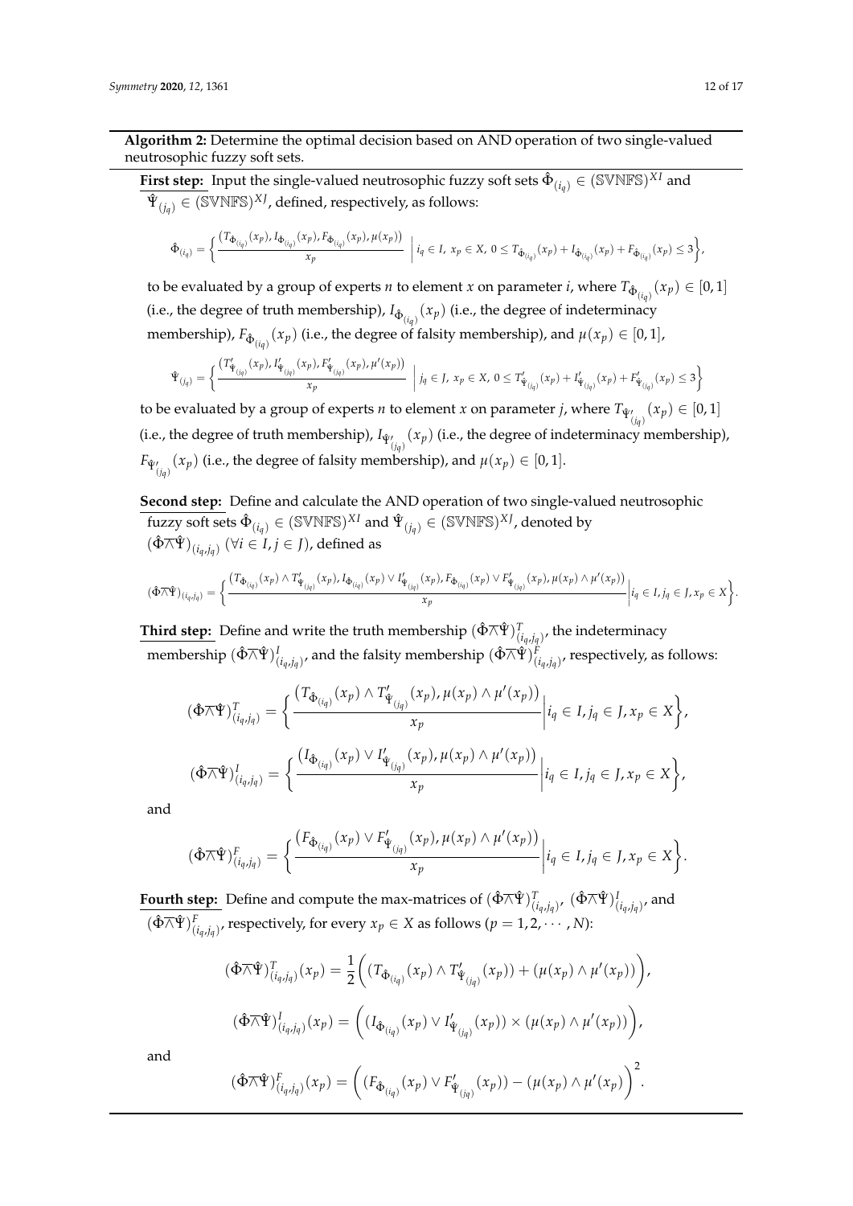**Algorithm 2:** Determine the optimal decision based on AND operation of two single-valued neutrosophic fuzzy soft sets.

**First step:** Input the single-valued neutrosophic fuzzy soft sets $\hat{\Phi}_{(i_q)} \in (\mathbb{SVNFS})^{XI}$ and $\hat{\Psi}_{(j_q)} \in (\mathbb{SVNFS})^{XJ}$, defined, respectively, as follows:

$$\hat{\Phi}_{(i_q)} = \left\{ \frac{\left(T_{\hat{\Phi}_{(i_q)}}(x_p), I_{\hat{\Phi}_{(i_q)}}(x_p), F_{\hat{\Phi}_{(i_q)}}(x_p), \mu(x_p)\right)}{x_p} \;\middle|\; i_q \in I,\ x_p \in X,\ 0 \le T_{\hat{\Phi}_{(i_q)}}(x_p) + I_{\hat{\Phi}_{(i_q)}}(x_p) + F_{\hat{\Phi}_{(i_q)}}(x_p) \le 3 \right\},$$

to be evaluated by a group of experts $n$ to element $x$ on parameter $i$, where $T_{\hat{\Phi}_{(i_q)}}(x_p) \in [0,1]$ (i.e., the degree of truth membership), $I_{\hat{\Phi}_{(i_q)}}(x_p)$ (i.e., the degree of indeterminacy membership), $F_{\hat{\Phi}_{(i_q)}}(x_p)$ (i.e., the degree of falsity membership), and $\mu(x_p) \in [0,1]$,

$$\hat{\Psi}_{(j_q)} = \left\{ \frac{\left(T'_{\hat{\Psi}_{(j_q)}}(x_p), I'_{\hat{\Psi}_{(j_q)}}(x_p), F'_{\hat{\Psi}_{(j_q)}}(x_p), \mu'(x_p)\right)}{x_p} \;\middle|\; j_q \in J,\ x_p \in X,\ 0 \le T'_{\hat{\Psi}_{(j_q)}}(x_p) + I'_{\hat{\Psi}_{(j_q)}}(x_p) + F'_{\hat{\Psi}_{(j_q)}}(x_p) \le 3 \right\}$$

to be evaluated by a group of experts $n$ to element $x$ on parameter $j$, where $T_{\hat{\Psi}'_{(j_q)}}(x_p) \in [0,1]$ (i.e., the degree of truth membership), $I_{\hat{\Psi}'_{(j_q)}}(x_p)$ (i.e., the degree of indeterminacy membership), $F_{\hat{\Psi}'_{(j_q)}}(x_p)$ (i.e., the degree of falsity membership), and $\mu(x_p) \in [0,1]$.

**Second step:** Define and calculate the AND operation of two single-valued neutrosophic fuzzy soft sets $\hat{\Phi}_{(i_q)} \in (\mathbb{SVNFS})^{XI}$ and $\hat{\Psi}_{(j_q)} \in (\mathbb{SVNFS})^{XJ}$, denoted by $(\hat{\Phi} \overline{\wedge} \hat{\Psi})_{(i_q, j_q)}$ $(\forall i \in I, j \in J)$, defined as

$$(\hat{\Phi} \overline{\wedge} \hat{\Psi})_{(i_q, j_q)} = \left\{ \frac{\left(T_{\hat{\Phi}_{(i_q)}}(x_p) \wedge T'_{\hat{\Psi}_{(j_q)}}(x_p), I_{\hat{\Phi}_{(i_q)}}(x_p) \vee I'_{\hat{\Psi}_{(j_q)}}(x_p), F_{\hat{\Phi}_{(i_q)}}(x_p) \vee F'_{\hat{\Psi}_{(j_q)}}(x_p), \mu(x_p) \wedge \mu'(x_p)\right)}{x_p} \middle| i_q \in I, j_q \in J, x_p \in X \right\}.$$

**Third step:** Define and write the truth membership $(\hat{\Phi} \overline{\wedge} \hat{\Psi})^T_{(i_q, j_q)}$, the indeterminacy membership $(\hat{\Phi} \overline{\wedge} \hat{\Psi})^I_{(i_q, j_q)}$, and the falsity membership $(\hat{\Phi} \overline{\wedge} \hat{\Psi})^F_{(i_q, j_q)}$, respectively, as follows:

$$(\hat{\Phi} \overline{\wedge} \hat{\Psi})^T_{(i_q, j_q)} = \left\{ \frac{\left(T_{\hat{\Phi}_{(i_q)}}(x_p) \wedge T'_{\hat{\Psi}_{(j_q)}}(x_p), \mu(x_p) \wedge \mu'(x_p)\right)}{x_p} \middle| i_q \in I, j_q \in J, x_p \in X \right\},$$

$$(\hat{\Phi} \overline{\wedge} \hat{\Psi})^I_{(i_q, j_q)} = \left\{ \frac{\left(I_{\hat{\Phi}_{(i_q)}}(x_p) \vee I'_{\hat{\Psi}_{(j_q)}}(x_p), \mu(x_p) \wedge \mu'(x_p)\right)}{x_p} \middle| i_q \in I, j_q \in J, x_p \in X \right\},$$

and

$$(\hat{\Phi} \overline{\wedge} \hat{\Psi})^F_{(i_q, j_q)} = \left\{ \frac{\left(F_{\hat{\Phi}_{(i_q)}}(x_p) \vee F'_{\hat{\Psi}_{(j_q)}}(x_p), \mu(x_p) \wedge \mu'(x_p)\right)}{x_p} \middle| i_q \in I, j_q \in J, x_p \in X \right\}.$$

**Fourth step:** Define and compute the max-matrices of $(\hat{\Phi} \overline{\wedge} \hat{\Psi})^T_{(i_q, j_q)}$, $(\hat{\Phi} \overline{\wedge} \hat{\Psi})^I_{(i_q, j_q)}$, and $(\hat{\Phi} \overline{\wedge} \hat{\Psi})^F_{(i_q, j_q)}$, respectively, for every $x_p \in X$ as follows $(p = 1, 2, \cdots, N)$:

$$(\hat{\Phi} \overline{\wedge} \hat{\Psi})^T_{(i_q, j_q)}(x_p) = \frac{1}{2}\left( \left(T_{\hat{\Phi}_{(i_q)}}(x_p) \wedge T'_{\hat{\Psi}_{(j_q)}}(x_p)\right) + \left(\mu(x_p) \wedge \mu'(x_p)\right) \right),$$

$$(\hat{\Phi} \overline{\wedge} \hat{\Psi})^I_{(i_q, j_q)}(x_p) = \left( \left(I_{\hat{\Phi}_{(i_q)}}(x_p) \vee I'_{\hat{\Psi}_{(j_q)}}(x_p)\right) \times \left(\mu(x_p) \wedge \mu'(x_p)\right) \right),$$

and

$$(\hat{\Phi} \overline{\wedge} \hat{\Psi})^F_{(i_q, j_q)}(x_p) = \left( \left(F_{\hat{\Phi}_{(i_q)}}(x_p) \vee F'_{\hat{\Psi}_{(j_q)}}(x_p)\right) - \left(\mu(x_p) \wedge \mu'(x_p)\right) \right)^2.$$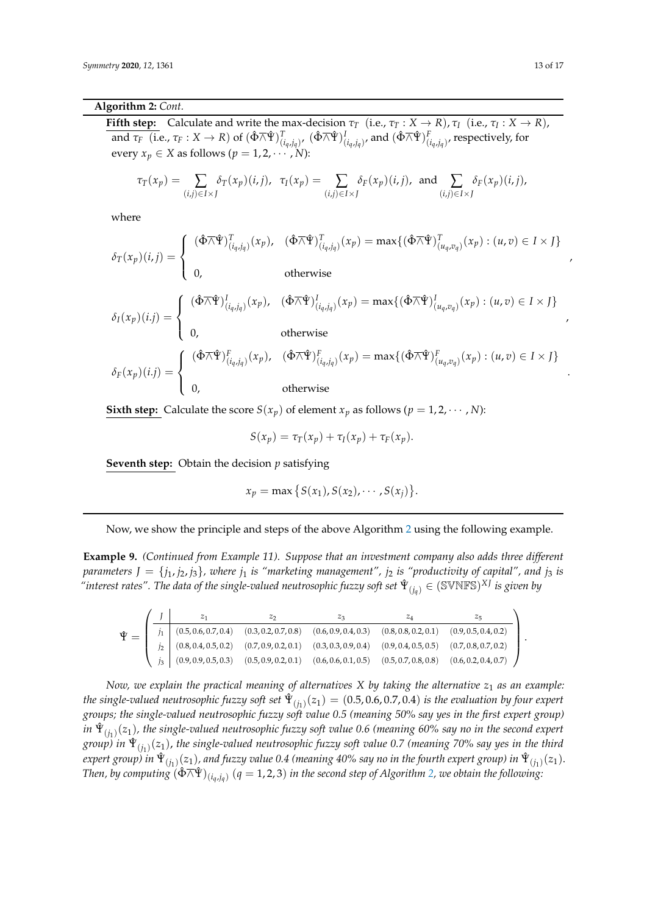**Algorithm 2:** *Cont.*

**Fifth step:** Calculate and write the max-decision $\tau_T$ (i.e., $\tau_T : X \to R$), $\tau_I$ (i.e., $\tau_I : X \to R$), and $\tau_F$ (i.e., $\tau_F : X \to R$) of $(\hat{\Phi}\overline{\wedge}\hat{\Psi})^T_{(i_q,j_q)}$, $(\hat{\Phi}\overline{\wedge}\hat{\Psi})^I_{(i_q,j_q)}$, and $(\hat{\Phi}\overline{\wedge}\hat{\Psi})^F_{(i_q,j_q)}$, respectively, for every $x_p \in X$ as follows ($p = 1, 2, \cdots, N$):

$$\tau_T(x_p) = \sum_{(i,j)\in I\times J} \delta_T(x_p)(i,j), \quad \tau_I(x_p) = \sum_{(i,j)\in I\times J} \delta_F(x_p)(i,j), \text{ and } \sum_{(i,j)\in I\times J} \delta_F(x_p)(i,j),$$

where

$$\delta_T(x_p)(i,j) = \begin{cases} (\hat{\Phi}\overline{\wedge}\hat{\Psi})^T_{(i_q,j_q)}(x_p), & (\hat{\Phi}\overline{\wedge}\hat{\Psi})^T_{(i_q,j_q)}(x_p) = \max\{(\hat{\Phi}\overline{\wedge}\hat{\Psi})^T_{(u_q,v_q)}(x_p) : (u,v) \in I \times J\} \\ 0, & \text{otherwise} \end{cases},$$

$$\delta_I(x_p)(i.j) = \begin{cases} (\hat{\Phi}\overline{\wedge}\hat{\Psi})^I_{(i_q,j_q)}(x_p), & (\hat{\Phi}\overline{\wedge}\hat{\Psi})^I_{(i_q,j_q)}(x_p) = \max\{(\hat{\Phi}\overline{\wedge}\hat{\Psi})^I_{(u_q,v_q)}(x_p) : (u,v) \in I \times J\} \\ 0, & \text{otherwise} \end{cases},$$

$$\delta_F(x_p)(i.j) = \begin{cases} (\hat{\Phi}\overline{\wedge}\hat{\Psi})^F_{(i_q,j_q)}(x_p), & (\hat{\Phi}\overline{\wedge}\hat{\Psi})^F_{(i_q,j_q)}(x_p) = \max\{(\hat{\Phi}\overline{\wedge}\hat{\Psi})^F_{(u_q,v_q)}(x_p) : (u,v) \in I \times J\} \\ 0, & \text{otherwise} \end{cases}.$$

**Sixth step:** Calculate the score $S(x_p)$ of element $x_p$ as follows ($p = 1, 2, \cdots, N$):

$$S(x_p) = \tau_T(x_p) + \tau_I(x_p) + \tau_F(x_p).$$

**Seventh step:** Obtain the decision $p$ satisfying

$$x_p = \max\{S(x_1), S(x_2), \cdots, S(x_j)\}.$$

---

Now, we show the principle and steps of the above Algorithm 2 using the following example.

**Example 9.** *(Continued from Example 11). Suppose that an investment company also adds three different parameters $J = \{j_1, j_2, j_3\}$, where $j_1$ is "marketing management", $j_2$ is "productivity of capital", and $j_3$ is "interest rates". The data of the single-valued neutrosophic fuzzy soft set $\hat{\Psi}_{(j_q)} \in (\mathbb{SVNFS})^{XJ}$ is given by*

$\hat{\Psi} =$

| $J$ | $z_1$ | $z_2$ | $z_3$ | $z_4$ | $z_5$ |
|---|---|---|---|---|---|
| $j_1$ | (0.5, 0.6, 0.7, 0.4) | (0.3, 0.2, 0.7, 0.8) | (0.6, 0.9, 0.4, 0.3) | (0.8, 0.8, 0.2, 0.1) | (0.9, 0.5, 0.4, 0.2) |
| $j_2$ | (0.8, 0.4, 0.5, 0.2) | (0.7, 0.9, 0.2, 0.1) | (0.3, 0.3, 0.9, 0.4) | (0.9, 0.4, 0.5, 0.5) | (0.7, 0.8, 0.7, 0.2) |
| $j_3$ | (0.9, 0.9, 0.5, 0.3) | (0.5, 0.9, 0.2, 0.1) | (0.6, 0.6, 0.1, 0.5) | (0.5, 0.7, 0.8, 0.8) | (0.6, 0.2, 0.4, 0.7) |

*Now, we explain the practical meaning of alternatives $X$ by taking the alternative $z_1$ as an example: the single-valued neutrosophic fuzzy soft set $\hat{\Psi}_{(j_1)}(z_1) = (0.5, 0.6, 0.7, 0.4)$ is the evaluation by four expert groups; the single-valued neutrosophic fuzzy soft value 0.5 (meaning 50% say yes in the first expert group) in $\hat{\Psi}_{(j_1)}(z_1)$, the single-valued neutrosophic fuzzy soft value 0.6 (meaning 60% say no in the second expert group) in $\hat{\Psi}_{(j_1)}(z_1)$, the single-valued neutrosophic fuzzy soft value 0.7 (meaning 70% say yes in the third expert group) in $\hat{\Psi}_{(j_1)}(z_1)$, and fuzzy value 0.4 (meaning 40% say no in the fourth expert group) in $\hat{\Psi}_{(j_1)}(z_1)$. Then, by computing $(\hat{\Phi}\overline{\wedge}\hat{\Psi})_{(i_q,j_q)}$ $(q = 1, 2, 3)$ in the second step of Algorithm 2, we obtain the following:*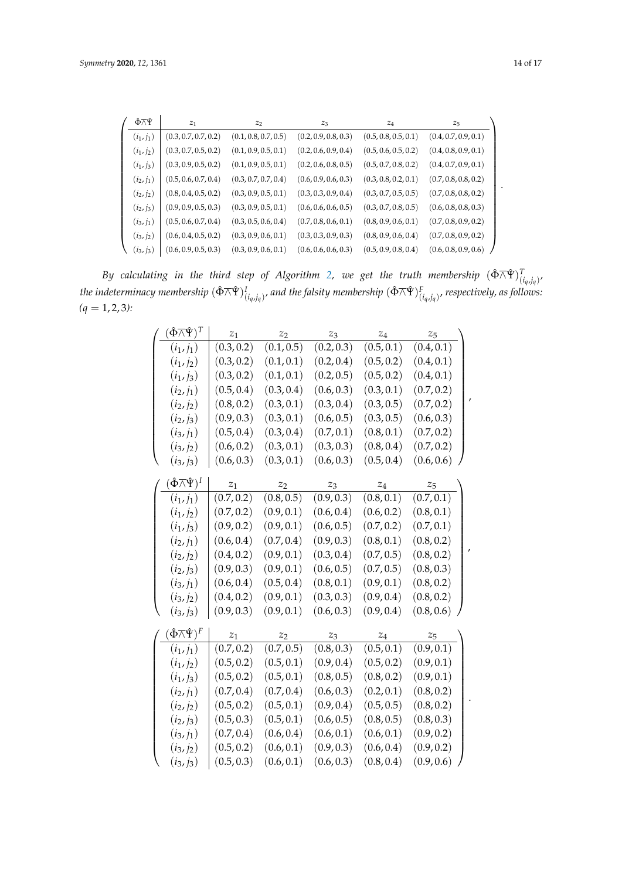| $\hat{\Phi}\overline{\wedge}\hat{\Psi}$ | $z_1$ | $z_2$ | $z_3$ | $z_4$ | $z_5$ |
|---|---|---|---|---|---|
| $(i_1, j_1)$ | $(0.3, 0.7, 0.7, 0.2)$ | $(0.1, 0.8, 0.7, 0.5)$ | $(0.2, 0.9, 0.8, 0.3)$ | $(0.5, 0.8, 0.5, 0.1)$ | $(0.4, 0.7, 0.9, 0.1)$ |
| $(i_1, j_2)$ | $(0.3, 0.7, 0.5, 0.2)$ | $(0.1, 0.9, 0.5, 0.1)$ | $(0.2, 0.6, 0.9, 0.4)$ | $(0.5, 0.6, 0.5, 0.2)$ | $(0.4, 0.8, 0.9, 0.1)$ |
| $(i_1, j_3)$ | $(0.3, 0.9, 0.5, 0.2)$ | $(0.1, 0.9, 0.5, 0.1)$ | $(0.2, 0.6, 0.8, 0.5)$ | $(0.5, 0.7, 0.8, 0.2)$ | $(0.4, 0.7, 0.9, 0.1)$ |
| $(i_2, j_1)$ | $(0.5, 0.6, 0.7, 0.4)$ | $(0.3, 0.7, 0.7, 0.4)$ | $(0.6, 0.9, 0.6, 0.3)$ | $(0.3, 0.8, 0.2, 0.1)$ | $(0.7, 0.8, 0.8, 0.2)$ |
| $(i_2, j_2)$ | $(0.8, 0.4, 0.5, 0.2)$ | $(0.3, 0.9, 0.5, 0.1)$ | $(0.3, 0.3, 0.9, 0.4)$ | $(0.3, 0.7, 0.5, 0.5)$ | $(0.7, 0.8, 0.8, 0.2)$ |
| $(i_2, j_3)$ | $(0.9, 0.9, 0.5, 0.3)$ | $(0.3, 0.9, 0.5, 0.1)$ | $(0.6, 0.6, 0.6, 0.5)$ | $(0.3, 0.7, 0.8, 0.5)$ | $(0.6, 0.8, 0.8, 0.3)$ |
| $(i_3, j_1)$ | $(0.5, 0.6, 0.7, 0.4)$ | $(0.3, 0.5, 0.6, 0.4)$ | $(0.7, 0.8, 0.6, 0.1)$ | $(0.8, 0.9, 0.6, 0.1)$ | $(0.7, 0.8, 0.9, 0.2)$ |
| $(i_3, j_2)$ | $(0.6, 0.4, 0.5, 0.2)$ | $(0.3, 0.9, 0.6, 0.1)$ | $(0.3, 0.3, 0.9, 0.3)$ | $(0.8, 0.9, 0.6, 0.4)$ | $(0.7, 0.8, 0.9, 0.2)$ |
| $(i_3, j_3)$ | $(0.6, 0.9, 0.5, 0.3)$ | $(0.3, 0.9, 0.6, 0.1)$ | $(0.6, 0.6, 0.6, 0.3)$ | $(0.5, 0.9, 0.8, 0.4)$ | $(0.6, 0.8, 0.9, 0.6)$ |

*By calculating in the third step of Algorithm 2, we get the truth membership $(\hat{\Phi}\overline{\wedge}\hat{\Psi})^T_{(i_q,j_q)}$, the indeterminacy membership $(\hat{\Phi}\overline{\wedge}\hat{\Psi})^I_{(i_q,j_q)}$, and the falsity membership $(\hat{\Phi}\overline{\wedge}\hat{\Psi})^F_{(i_q,j_q)}$, respectively, as follows: $(q = 1, 2, 3)$:*

| $(\hat{\Phi}\overline{\wedge}\hat{\Psi})^T$ | $z_1$ | $z_2$ | $z_3$ | $z_4$ | $z_5$ |
|---|---|---|---|---|---|
| $(i_1, j_1)$ | $(0.3, 0.2)$ | $(0.1, 0.5)$ | $(0.2, 0.3)$ | $(0.5, 0.1)$ | $(0.4, 0.1)$ |
| $(i_1, j_2)$ | $(0.3, 0.2)$ | $(0.1, 0.1)$ | $(0.2, 0.4)$ | $(0.5, 0.2)$ | $(0.4, 0.1)$ |
| $(i_1, j_3)$ | $(0.3, 0.2)$ | $(0.1, 0.1)$ | $(0.2, 0.5)$ | $(0.5, 0.2)$ | $(0.4, 0.1)$ |
| $(i_2, j_1)$ | $(0.5, 0.4)$ | $(0.3, 0.4)$ | $(0.6, 0.3)$ | $(0.3, 0.1)$ | $(0.7, 0.2)$ |
| $(i_2, j_2)$ | $(0.8, 0.2)$ | $(0.3, 0.1)$ | $(0.3, 0.4)$ | $(0.3, 0.5)$ | $(0.7, 0.2)$ |
| $(i_2, j_3)$ | $(0.9, 0.3)$ | $(0.3, 0.1)$ | $(0.6, 0.5)$ | $(0.3, 0.5)$ | $(0.6, 0.3)$ |
| $(i_3, j_1)$ | $(0.5, 0.4)$ | $(0.3, 0.4)$ | $(0.7, 0.1)$ | $(0.8, 0.1)$ | $(0.7, 0.2)$ |
| $(i_3, j_2)$ | $(0.6, 0.2)$ | $(0.3, 0.1)$ | $(0.3, 0.3)$ | $(0.8, 0.4)$ | $(0.7, 0.2)$ |
| $(i_3, j_3)$ | $(0.6, 0.3)$ | $(0.3, 0.1)$ | $(0.6, 0.3)$ | $(0.5, 0.4)$ | $(0.6, 0.6)$ |

| $(\hat{\Phi}\overline{\wedge}\hat{\Psi})^I$ | $z_1$ | $z_2$ | $z_3$ | $z_4$ | $z_5$ |
|---|---|---|---|---|---|
| $(i_1, j_1)$ | $(0.7, 0.2)$ | $(0.8, 0.5)$ | $(0.9, 0.3)$ | $(0.8, 0.1)$ | $(0.7, 0.1)$ |
| $(i_1, j_2)$ | $(0.7, 0.2)$ | $(0.9, 0.1)$ | $(0.6, 0.4)$ | $(0.6, 0.2)$ | $(0.8, 0.1)$ |
| $(i_1, j_3)$ | $(0.9, 0.2)$ | $(0.9, 0.1)$ | $(0.6, 0.5)$ | $(0.7, 0.2)$ | $(0.7, 0.1)$ |
| $(i_2, j_1)$ | $(0.6, 0.4)$ | $(0.7, 0.4)$ | $(0.9, 0.3)$ | $(0.8, 0.1)$ | $(0.8, 0.2)$ |
| $(i_2, j_2)$ | $(0.4, 0.2)$ | $(0.9, 0.1)$ | $(0.3, 0.4)$ | $(0.7, 0.5)$ | $(0.8, 0.2)$ |
| $(i_2, j_3)$ | $(0.9, 0.3)$ | $(0.9, 0.1)$ | $(0.6, 0.5)$ | $(0.7, 0.5)$ | $(0.8, 0.3)$ |
| $(i_3, j_1)$ | $(0.6, 0.4)$ | $(0.5, 0.4)$ | $(0.8, 0.1)$ | $(0.9, 0.1)$ | $(0.8, 0.2)$ |
| $(i_3, j_2)$ | $(0.4, 0.2)$ | $(0.9, 0.1)$ | $(0.3, 0.3)$ | $(0.9, 0.4)$ | $(0.8, 0.2)$ |
| $(i_3, j_3)$ | $(0.9, 0.3)$ | $(0.9, 0.1)$ | $(0.6, 0.3)$ | $(0.9, 0.4)$ | $(0.8, 0.6)$ |

| $(\hat{\Phi}\overline{\wedge}\hat{\Psi})^F$ | $z_1$ | $z_2$ | $z_3$ | $z_4$ | $z_5$ |
|---|---|---|---|---|---|
| $(i_1, j_1)$ | $(0.7, 0.2)$ | $(0.7, 0.5)$ | $(0.8, 0.3)$ | $(0.5, 0.1)$ | $(0.9, 0.1)$ |
| $(i_1, j_2)$ | $(0.5, 0.2)$ | $(0.5, 0.1)$ | $(0.9, 0.4)$ | $(0.5, 0.2)$ | $(0.9, 0.1)$ |
| $(i_1, j_3)$ | $(0.5, 0.2)$ | $(0.5, 0.1)$ | $(0.8, 0.5)$ | $(0.8, 0.2)$ | $(0.9, 0.1)$ |
| $(i_2, j_1)$ | $(0.7, 0.4)$ | $(0.7, 0.4)$ | $(0.6, 0.3)$ | $(0.2, 0.1)$ | $(0.8, 0.2)$ |
| $(i_2, j_2)$ | $(0.5, 0.2)$ | $(0.5, 0.1)$ | $(0.9, 0.4)$ | $(0.5, 0.5)$ | $(0.8, 0.2)$ |
| $(i_2, j_3)$ | $(0.5, 0.3)$ | $(0.5, 0.1)$ | $(0.6, 0.5)$ | $(0.8, 0.5)$ | $(0.8, 0.3)$ |
| $(i_3, j_1)$ | $(0.7, 0.4)$ | $(0.6, 0.4)$ | $(0.6, 0.1)$ | $(0.6, 0.1)$ | $(0.9, 0.2)$ |
| $(i_3, j_2)$ | $(0.5, 0.2)$ | $(0.6, 0.1)$ | $(0.9, 0.3)$ | $(0.6, 0.4)$ | $(0.9, 0.2)$ |
| $(i_3, j_3)$ | $(0.5, 0.3)$ | $(0.6, 0.1)$ | $(0.6, 0.3)$ | $(0.8, 0.4)$ | $(0.9, 0.6)$ |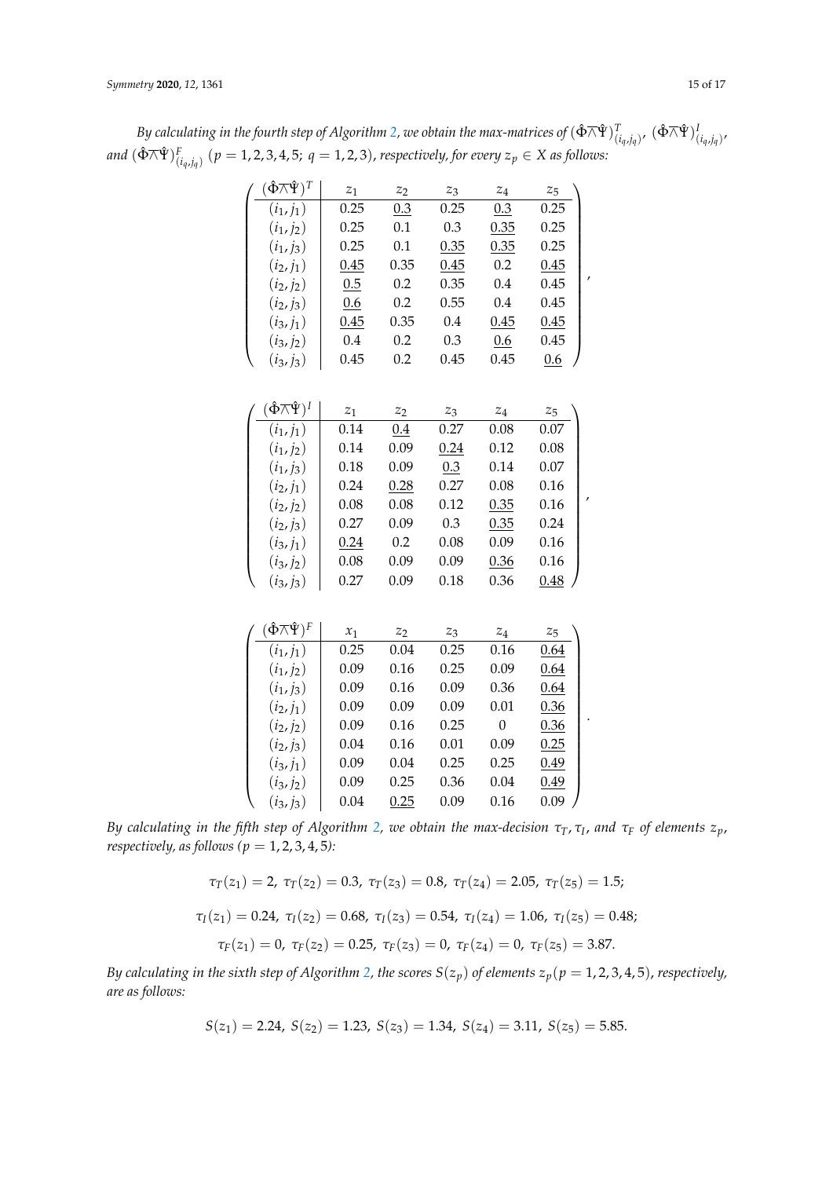*By calculating in the fourth step of Algorithm 2, we obtain the max-matrices of* $(\hat{\Phi}\overline{\wedge}\hat{\Psi})^T_{(i_q,j_q)}$, $(\hat{\Phi}\overline{\wedge}\hat{\Psi})^I_{(i_q,j_q)}$, *and* $(\hat{\Phi}\overline{\wedge}\hat{\Psi})^F_{(i_q,j_q)}$ $(p = 1,2,3,4,5;\ q = 1,2,3)$, *respectively, for every* $z_p \in X$ *as follows:*

| $(\hat{\Phi}\overline{\wedge}\hat{\Psi})^T$ | $z_1$ | $z_2$ | $z_3$ | $z_4$ | $z_5$ |
|---|---|---|---|---|---|
| $(i_1, j_1)$ | 0.25 | $\underline{0.3}$ | 0.25 | $\underline{0.3}$ | 0.25 |
| $(i_1, j_2)$ | 0.25 | 0.1 | 0.3 | $\underline{0.35}$ | 0.25 |
| $(i_1, j_3)$ | 0.25 | 0.1 | $\underline{0.35}$ | $\underline{0.35}$ | 0.25 |
| $(i_2, j_1)$ | $\underline{0.45}$ | 0.35 | $\underline{0.45}$ | 0.2 | $\underline{0.45}$ |
| $(i_2, j_2)$ | $\underline{0.5}$ | 0.2 | 0.35 | 0.4 | 0.45 |
| $(i_2, j_3)$ | $\underline{0.6}$ | 0.2 | 0.55 | 0.4 | 0.45 |
| $(i_3, j_1)$ | $\underline{0.45}$ | 0.35 | 0.4 | $\underline{0.45}$ | $\underline{0.45}$ |
| $(i_3, j_2)$ | 0.4 | 0.2 | 0.3 | $\underline{0.6}$ | 0.45 |
| $(i_3, j_3)$ | 0.45 | 0.2 | 0.45 | 0.45 | $\underline{0.6}$ |

| $(\hat{\Phi}\overline{\wedge}\hat{\Psi})^I$ | $z_1$ | $z_2$ | $z_3$ | $z_4$ | $z_5$ |
|---|---|---|---|---|---|
| $(i_1, j_1)$ | 0.14 | $\underline{0.4}$ | 0.27 | 0.08 | 0.07 |
| $(i_1, j_2)$ | 0.14 | 0.09 | $\underline{0.24}$ | 0.12 | 0.08 |
| $(i_1, j_3)$ | 0.18 | 0.09 | $\underline{0.3}$ | 0.14 | 0.07 |
| $(i_2, j_1)$ | 0.24 | $\underline{0.28}$ | 0.27 | 0.08 | 0.16 |
| $(i_2, j_2)$ | 0.08 | 0.08 | 0.12 | $\underline{0.35}$ | 0.16 |
| $(i_2, j_3)$ | 0.27 | 0.09 | 0.3 | $\underline{0.35}$ | 0.24 |
| $(i_3, j_1)$ | $\underline{0.24}$ | 0.2 | 0.08 | 0.09 | 0.16 |
| $(i_3, j_2)$ | 0.08 | 0.09 | 0.09 | $\underline{0.36}$ | 0.16 |
| $(i_3, j_3)$ | 0.27 | 0.09 | 0.18 | 0.36 | $\underline{0.48}$ |

| $(\hat{\Phi}\overline{\wedge}\hat{\Psi})^F$ | $x_1$ | $z_2$ | $z_3$ | $z_4$ | $z_5$ |
|---|---|---|---|---|---|
| $(i_1, j_1)$ | 0.25 | 0.04 | 0.25 | 0.16 | $\underline{0.64}$ |
| $(i_1, j_2)$ | 0.09 | 0.16 | 0.25 | 0.09 | $\underline{0.64}$ |
| $(i_1, j_3)$ | 0.09 | 0.16 | 0.09 | 0.36 | $\underline{0.64}$ |
| $(i_2, j_1)$ | 0.09 | 0.09 | 0.09 | 0.01 | $\underline{0.36}$ |
| $(i_2, j_2)$ | 0.09 | 0.16 | 0.25 | 0 | $\underline{0.36}$ |
| $(i_2, j_3)$ | 0.04 | 0.16 | 0.01 | 0.09 | $\underline{0.25}$ |
| $(i_3, j_1)$ | 0.09 | 0.04 | 0.25 | 0.25 | $\underline{0.49}$ |
| $(i_3, j_2)$ | 0.09 | 0.25 | 0.36 | 0.04 | $\underline{0.49}$ |
| $(i_3, j_3)$ | 0.04 | $\underline{0.25}$ | 0.09 | 0.16 | 0.09 |

*By calculating in the fifth step of Algorithm 2, we obtain the max-decision* $\tau_T, \tau_I$, *and* $\tau_F$ *of elements* $z_p$, *respectively, as follows* ($p = 1,2,3,4,5$)*:*

$$\tau_T(z_1) = 2,\ \tau_T(z_2) = 0.3,\ \tau_T(z_3) = 0.8,\ \tau_T(z_4) = 2.05,\ \tau_T(z_5) = 1.5;$$

$$\tau_I(z_1) = 0.24,\ \tau_I(z_2) = 0.68,\ \tau_I(z_3) = 0.54,\ \tau_I(z_4) = 1.06,\ \tau_I(z_5) = 0.48;$$

$$\tau_F(z_1) = 0,\ \tau_F(z_2) = 0.25,\ \tau_F(z_3) = 0,\ \tau_F(z_4) = 0,\ \tau_F(z_5) = 3.87.$$

*By calculating in the sixth step of Algorithm 2, the scores* $S(z_p)$ *of elements* $z_p (p = 1,2,3,4,5)$, *respectively, are as follows:*

$$S(z_1) = 2.24,\ S(z_2) = 1.23,\ S(z_3) = 1.34,\ S(z_4) = 3.11,\ S(z_5) = 5.85.$$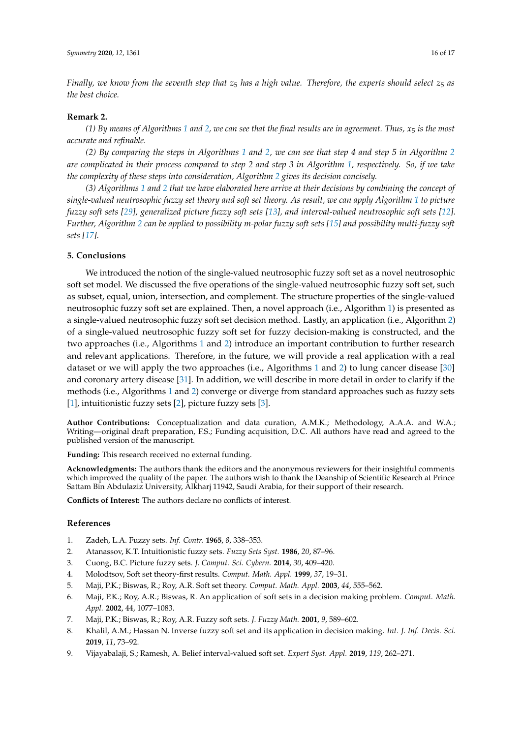*Finally, we know from the seventh step that $z_5$ has a high value. Therefore, the experts should select $z_5$ as the best choice.*

**Remark 2.**

*(1) By means of Algorithms 1 and 2, we can see that the final results are in agreement. Thus, $x_5$ is the most accurate and refinable.*

*(2) By comparing the steps in Algorithms 1 and 2, we can see that step 4 and step 5 in Algorithm 2 are complicated in their process compared to step 2 and step 3 in Algorithm 1, respectively. So, if we take the complexity of these steps into consideration, Algorithm 2 gives its decision concisely.*

*(3) Algorithms 1 and 2 that we have elaborated here arrive at their decisions by combining the concept of single-valued neutrosophic fuzzy set theory and soft set theory. As result, we can apply Algorithm 1 to picture fuzzy soft sets [29], generalized picture fuzzy soft sets [13], and interval-valued neutrosophic soft sets [12]. Further, Algorithm 2 can be applied to possibility m-polar fuzzy soft sets [15] and possibility multi-fuzzy soft sets [17].*

## 5. Conclusions

We introduced the notion of the single-valued neutrosophic fuzzy soft set as a novel neutrosophic soft set model. We discussed the five operations of the single-valued neutrosophic fuzzy soft set, such as subset, equal, union, intersection, and complement. The structure properties of the single-valued neutrosophic fuzzy soft set are explained. Then, a novel approach (i.e., Algorithm 1) is presented as a single-valued neutrosophic fuzzy soft set decision method. Lastly, an application (i.e., Algorithm 2) of a single-valued neutrosophic fuzzy soft set for fuzzy decision-making is constructed, and the two approaches (i.e., Algorithms 1 and 2) introduce an important contribution to further research and relevant applications. Therefore, in the future, we will provide a real application with a real dataset or we will apply the two approaches (i.e., Algorithms 1 and 2) to lung cancer disease [30] and coronary artery disease [31]. In addition, we will describe in more detail in order to clarify if the methods (i.e., Algorithms 1 and 2) converge or diverge from standard approaches such as fuzzy sets [1], intuitionistic fuzzy sets [2], picture fuzzy sets [3].

**Author Contributions:** Conceptualization and data curation, A.M.K.; Methodology, A.A.A. and W.A.; Writing—original draft preparation, F.S.; Funding acquisition, D.C. All authors have read and agreed to the published version of the manuscript.

**Funding:** This research received no external funding.

**Acknowledgments:** The authors thank the editors and the anonymous reviewers for their insightful comments which improved the quality of the paper. The authors wish to thank the Deanship of Scientific Research at Prince Sattam Bin Abdulaziz University, Alkharj 11942, Saudi Arabia, for their support of their research.

**Conflicts of Interest:** The authors declare no conflicts of interest.

## References

1. Zadeh, L.A. Fuzzy sets. *Inf. Contr.* **1965**, *8*, 338–353.
2. Atanassov, K.T. Intuitionistic fuzzy sets. *Fuzzy Sets Syst.* **1986**, *20*, 87–96.
3. Cuong, B.C. Picture fuzzy sets. *J. Comput. Sci. Cybern.* **2014**, *30*, 409–420.
4. Molodtsov, Soft set theory-first results. *Comput. Math. Appl.* **1999**, *37*, 19–31.
5. Maji, P.K.; Biswas, R.; Roy, A.R. Soft set theory. *Comput. Math. Appl.* **2003**, *44*, 555–562.
6. Maji, P.K.; Roy, A.R.; Biswas, R. An application of soft sets in a decision making problem. *Comput. Math. Appl.* **2002**, 44, 1077–1083.
7. Maji, P.K.; Biswas, R.; Roy, A.R. Fuzzy soft sets. *J. Fuzzy Math.* **2001**, *9*, 589–602.
8. Khalil, A.M.; Hassan N. Inverse fuzzy soft set and its application in decision making. *Int. J. Inf. Decis. Sci.* **2019**, *11*, 73–92.
9. Vijayabalaji, S.; Ramesh, A. Belief interval-valued soft set. *Expert Syst. Appl.* **2019**, *119*, 262–271.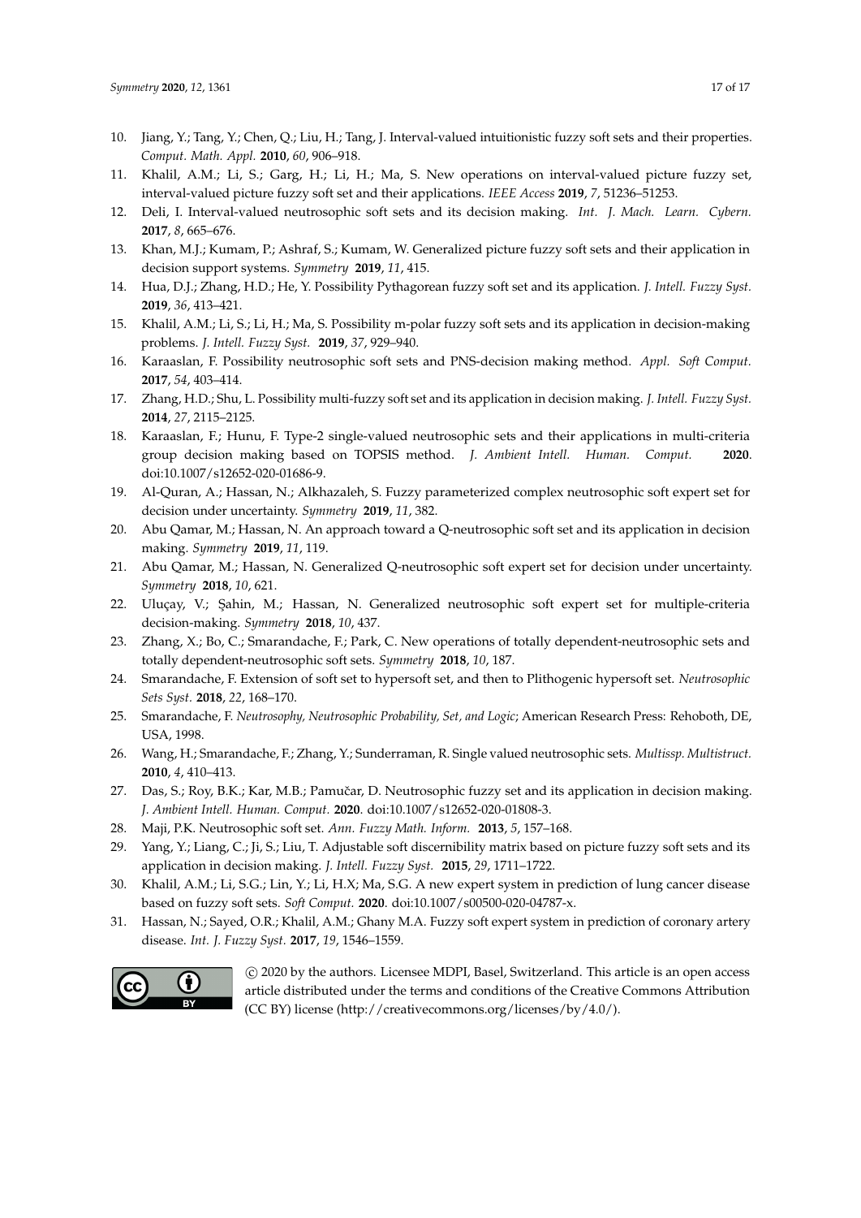10. Jiang, Y.; Tang, Y.; Chen, Q.; Liu, H.; Tang, J. Interval-valued intuitionistic fuzzy soft sets and their properties. *Comput. Math. Appl.* **2010**, *60*, 906–918.
11. Khalil, A.M.; Li, S.; Garg, H.; Li, H.; Ma, S. New operations on interval-valued picture fuzzy set, interval-valued picture fuzzy soft set and their applications. *IEEE Access* **2019**, *7*, 51236–51253.
12. Deli, I. Interval-valued neutrosophic soft sets and its decision making. *Int. J. Mach. Learn. Cybern.* **2017**, *8*, 665–676.
13. Khan, M.J.; Kumam, P.; Ashraf, S.; Kumam, W. Generalized picture fuzzy soft sets and their application in decision support systems. *Symmetry* **2019**, *11*, 415.
14. Hua, D.J.; Zhang, H.D.; He, Y. Possibility Pythagorean fuzzy soft set and its application. *J. Intell. Fuzzy Syst.* **2019**, *36*, 413–421.
15. Khalil, A.M.; Li, S.; Li, H.; Ma, S. Possibility m-polar fuzzy soft sets and its application in decision-making problems. *J. Intell. Fuzzy Syst.* **2019**, *37*, 929–940.
16. Karaaslan, F. Possibility neutrosophic soft sets and PNS-decision making method. *Appl. Soft Comput.* **2017**, *54*, 403–414.
17. Zhang, H.D.; Shu, L. Possibility multi-fuzzy soft set and its application in decision making. *J. Intell. Fuzzy Syst.* **2014**, *27*, 2115–2125.
18. Karaaslan, F.; Hunu, F. Type-2 single-valued neutrosophic sets and their applications in multi-criteria group decision making based on TOPSIS method. *J. Ambient Intell. Human. Comput.* **2020**. doi:10.1007/s12652-020-01686-9.
19. Al-Quran, A.; Hassan, N.; Alkhazaleh, S. Fuzzy parameterized complex neutrosophic soft expert set for decision under uncertainty. *Symmetry* **2019**, *11*, 382.
20. Abu Qamar, M.; Hassan, N. An approach toward a Q-neutrosophic soft set and its application in decision making. *Symmetry* **2019**, *11*, 119.
21. Abu Qamar, M.; Hassan, N. Generalized Q-neutrosophic soft expert set for decision under uncertainty. *Symmetry* **2018**, *10*, 621.
22. Uluçay, V.; Şahin, M.; Hassan, N. Generalized neutrosophic soft expert set for multiple-criteria decision-making. *Symmetry* **2018**, *10*, 437.
23. Zhang, X.; Bo, C.; Smarandache, F.; Park, C. New operations of totally dependent-neutrosophic sets and totally dependent-neutrosophic soft sets. *Symmetry* **2018**, *10*, 187.
24. Smarandache, F. Extension of soft set to hypersoft set, and then to Plithogenic hypersoft set. *Neutrosophic Sets Syst.* **2018**, *22*, 168–170.
25. Smarandache, F. *Neutrosophy, Neutrosophic Probability, Set, and Logic*; American Research Press: Rehoboth, DE, USA, 1998.
26. Wang, H.; Smarandache, F.; Zhang, Y.; Sunderraman, R. Single valued neutrosophic sets. *Multissp. Multistruct.* **2010**, *4*, 410–413.
27. Das, S.; Roy, B.K.; Kar, M.B.; Pamučar, D. Neutrosophic fuzzy set and its application in decision making. *J. Ambient Intell. Human. Comput.* **2020**. doi:10.1007/s12652-020-01808-3.
28. Maji, P.K. Neutrosophic soft set. *Ann. Fuzzy Math. Inform.* **2013**, *5*, 157–168.
29. Yang, Y.; Liang, C.; Ji, S.; Liu, T. Adjustable soft discernibility matrix based on picture fuzzy soft sets and its application in decision making. *J. Intell. Fuzzy Syst.* **2015**, *29*, 1711–1722.
30. Khalil, A.M.; Li, S.G.; Lin, Y.; Li, H.X; Ma, S.G. A new expert system in prediction of lung cancer disease based on fuzzy soft sets. *Soft Comput.* **2020**. doi:10.1007/s00500-020-04787-x.
31. Hassan, N.; Sayed, O.R.; Khalil, A.M.; Ghany M.A. Fuzzy soft expert system in prediction of coronary artery disease. *Int. J. Fuzzy Syst.* **2017**, *19*, 1546–1559.

© 2020 by the authors. Licensee MDPI, Basel, Switzerland. This article is an open access article distributed under the terms and conditions of the Creative Commons Attribution (CC BY) license (http://creativecommons.org/licenses/by/4.0/).